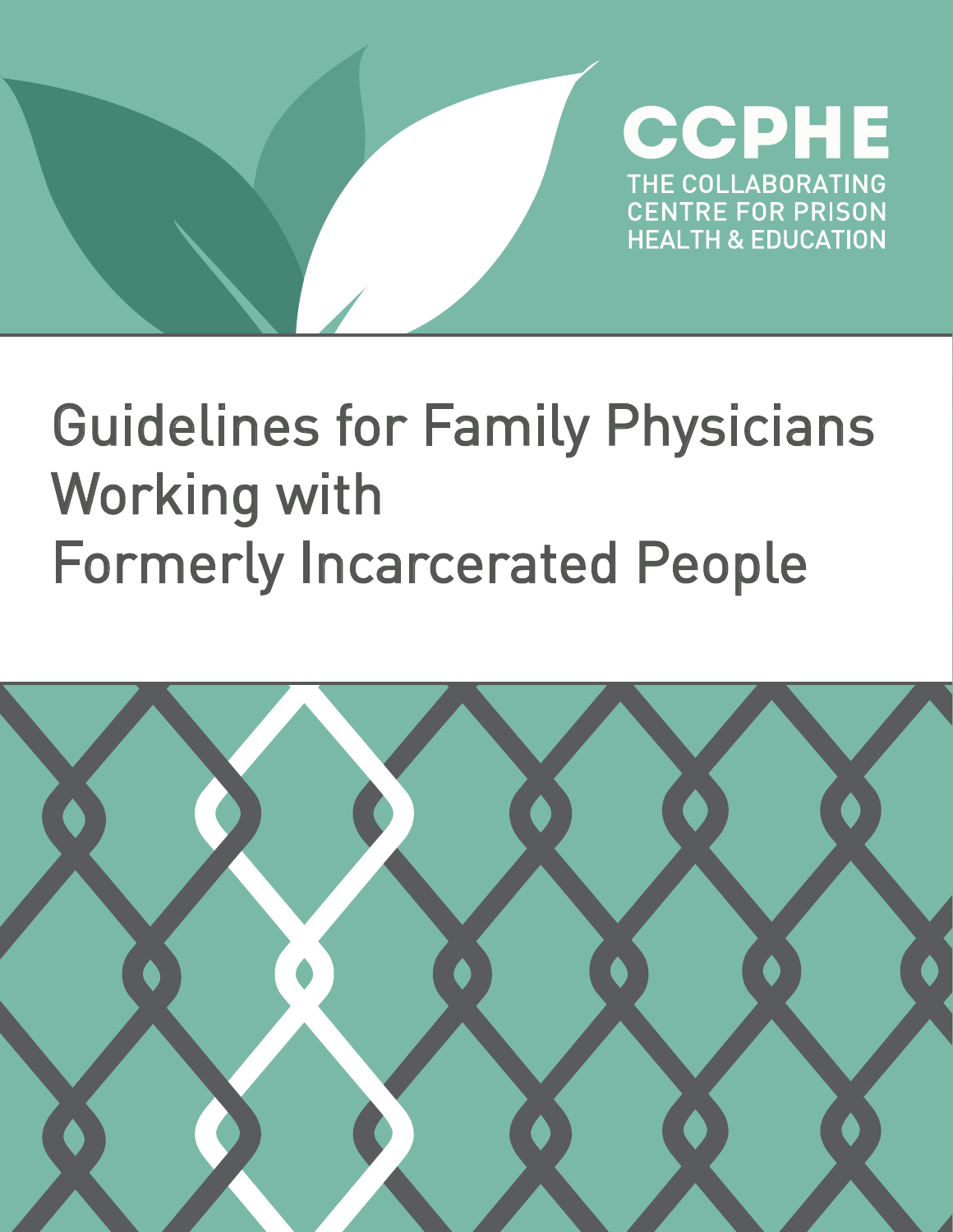**CCPHE**

THE COLLABORATING CENTRE FOR PRISON HEALTH & EDUCATION

# Guidelines for Family Physicians Working with Formerly Incarcerated People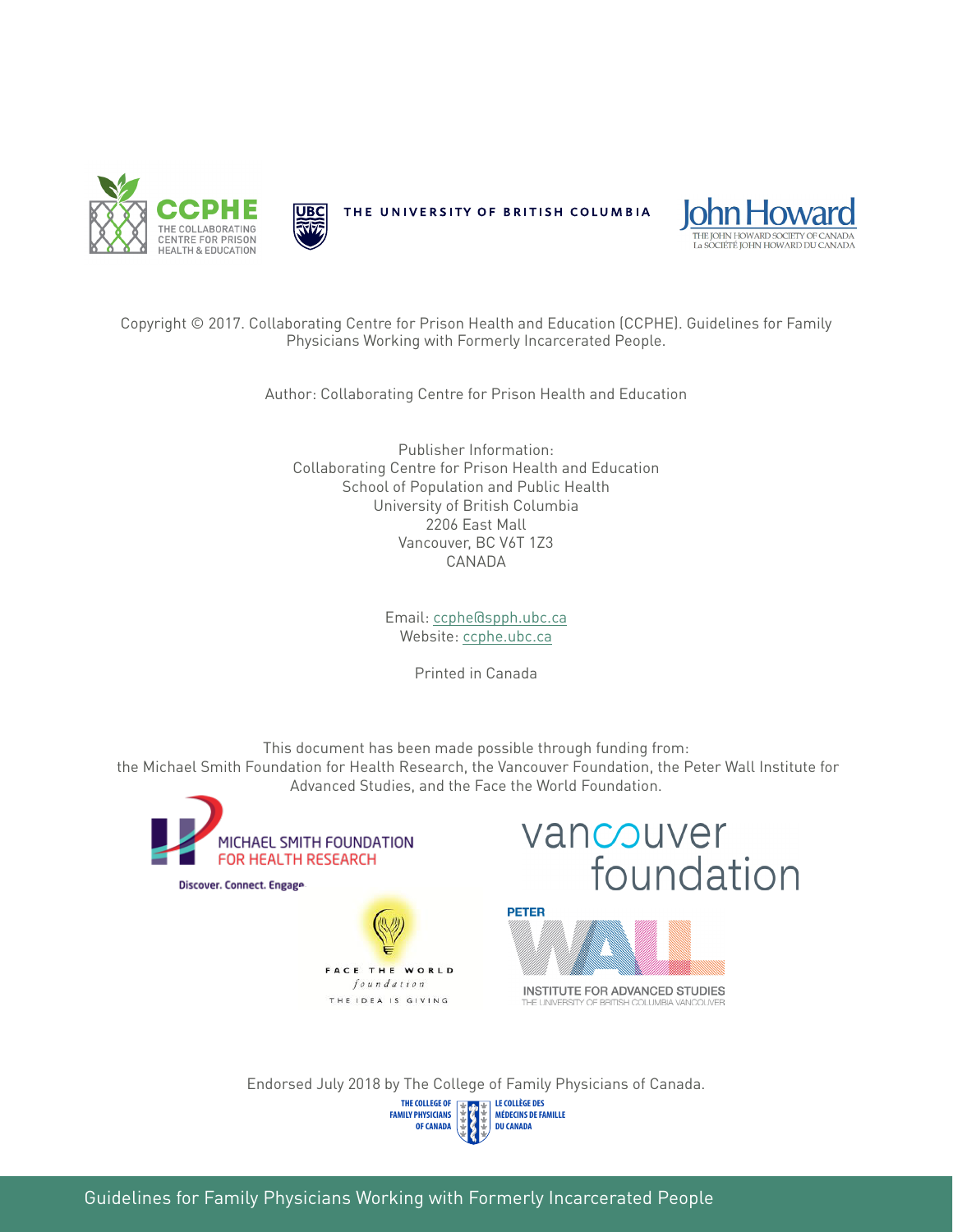Copyright © 2017. Collaborating Centre for Prison Health and Education (CCPHE). Guidelines for Family Physicians Working with Formerly Incarcerated People.

Author: Collaborating Centre for Prison Health and Education

Publisher Information:
Collaborating Centre for Prison Health and Education
School of Population and Public Health
University of British Columbia
2206 East Mall
Vancouver, BC V6T 1Z3
CANADA

Email: ccphe@spph.ubc.ca
Website: ccphe.ubc.ca

Printed in Canada

This document has been made possible through funding from:
the Michael Smith Foundation for Health Research, the Vancouver Foundation, the Peter Wall Institute for Advanced Studies, and the Face the World Foundation.

Endorsed July 2018 by The College of Family Physicians of Canada.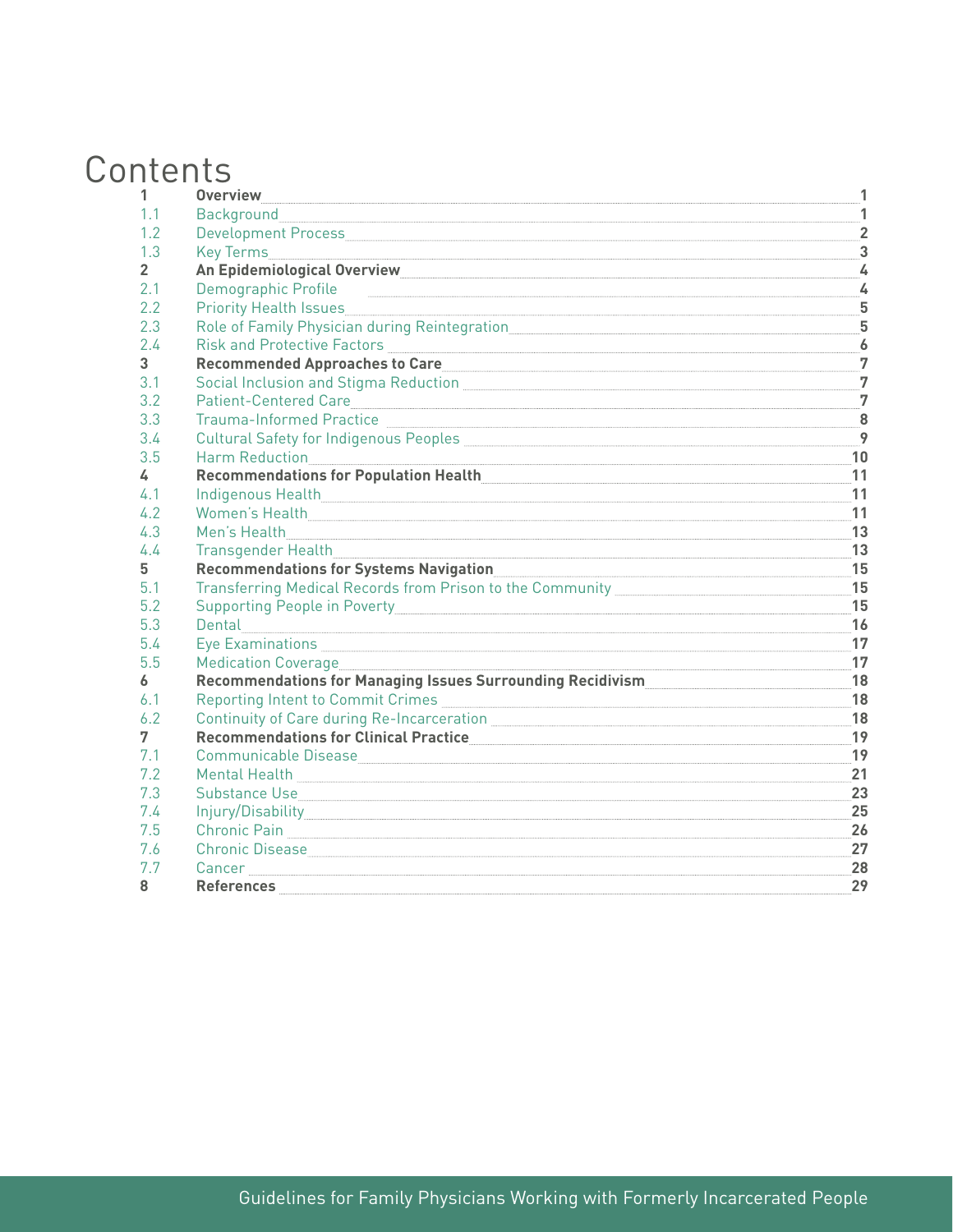# Contents

| | | |
|---|---|---|
| **1** | **Overview** | **1** |
| 1.1 | Background | 1 |
| 1.2 | Development Process | 2 |
| 1.3 | Key Terms | 3 |
| **2** | **An Epidemiological Overview** | **4** |
| 2.1 | Demographic Profile | 4 |
| 2.2 | Priority Health Issues | 5 |
| 2.3 | Role of Family Physician during Reintegration | 5 |
| 2.4 | Risk and Protective Factors | 6 |
| **3** | **Recommended Approaches to Care** | **7** |
| 3.1 | Social Inclusion and Stigma Reduction | 7 |
| 3.2 | Patient-Centered Care | 7 |
| 3.3 | Trauma-Informed Practice | 8 |
| 3.4 | Cultural Safety for Indigenous Peoples | 9 |
| 3.5 | Harm Reduction | 10 |
| **4** | **Recommendations for Population Health** | **11** |
| 4.1 | Indigenous Health | 11 |
| 4.2 | Women's Health | 11 |
| 4.3 | Men's Health | 13 |
| 4.4 | Transgender Health | 13 |
| **5** | **Recommendations for Systems Navigation** | **15** |
| 5.1 | Transferring Medical Records from Prison to the Community | 15 |
| 5.2 | Supporting People in Poverty | 15 |
| 5.3 | Dental | 16 |
| 5.4 | Eye Examinations | 17 |
| 5.5 | Medication Coverage | 17 |
| **6** | **Recommendations for Managing Issues Surrounding Recidivism** | **18** |
| 6.1 | Reporting Intent to Commit Crimes | 18 |
| 6.2 | Continuity of Care during Re-Incarceration | 18 |
| **7** | **Recommendations for Clinical Practice** | **19** |
| 7.1 | Communicable Disease | 19 |
| 7.2 | Mental Health | 21 |
| 7.3 | Substance Use | 23 |
| 7.4 | Injury/Disability | 25 |
| 7.5 | Chronic Pain | 26 |
| 7.6 | Chronic Disease | 27 |
| 7.7 | Cancer | 28 |
| **8** | **References** | **29** |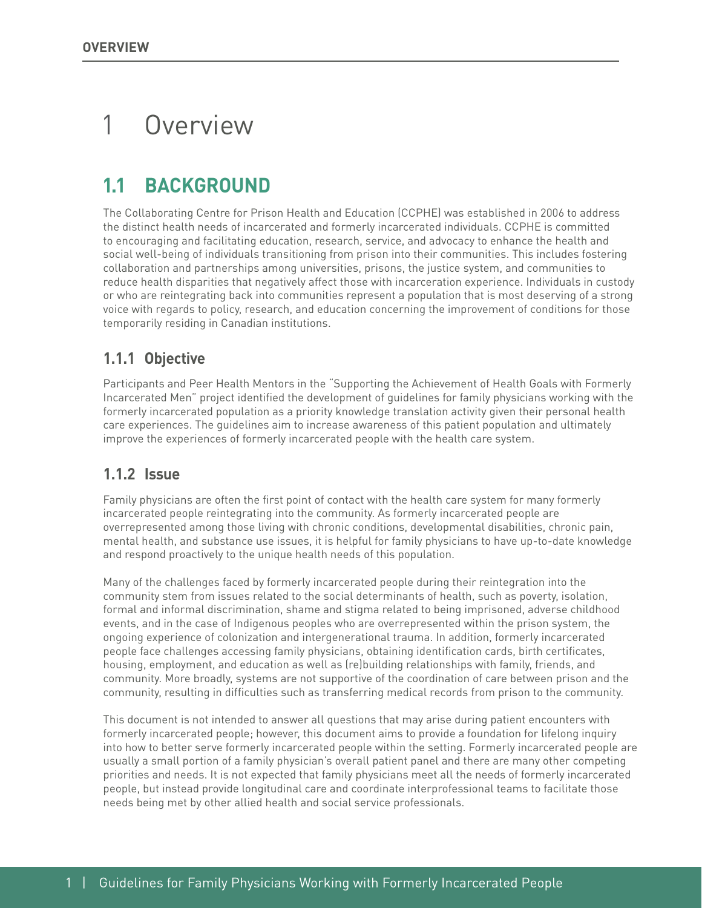# 1 Overview

## 1.1 BACKGROUND

The Collaborating Centre for Prison Health and Education (CCPHE) was established in 2006 to address the distinct health needs of incarcerated and formerly incarcerated individuals. CCPHE is committed to encouraging and facilitating education, research, service, and advocacy to enhance the health and social well-being of individuals transitioning from prison into their communities. This includes fostering collaboration and partnerships among universities, prisons, the justice system, and communities to reduce health disparities that negatively affect those with incarceration experience. Individuals in custody or who are reintegrating back into communities represent a population that is most deserving of a strong voice with regards to policy, research, and education concerning the improvement of conditions for those temporarily residing in Canadian institutions.

### 1.1.1 Objective

Participants and Peer Health Mentors in the "Supporting the Achievement of Health Goals with Formerly Incarcerated Men" project identified the development of guidelines for family physicians working with the formerly incarcerated population as a priority knowledge translation activity given their personal health care experiences. The guidelines aim to increase awareness of this patient population and ultimately improve the experiences of formerly incarcerated people with the health care system.

### 1.1.2 Issue

Family physicians are often the first point of contact with the health care system for many formerly incarcerated people reintegrating into the community. As formerly incarcerated people are overrepresented among those living with chronic conditions, developmental disabilities, chronic pain, mental health, and substance use issues, it is helpful for family physicians to have up-to-date knowledge and respond proactively to the unique health needs of this population.

Many of the challenges faced by formerly incarcerated people during their reintegration into the community stem from issues related to the social determinants of health, such as poverty, isolation, formal and informal discrimination, shame and stigma related to being imprisoned, adverse childhood events, and in the case of Indigenous peoples who are overrepresented within the prison system, the ongoing experience of colonization and intergenerational trauma. In addition, formerly incarcerated people face challenges accessing family physicians, obtaining identification cards, birth certificates, housing, employment, and education as well as (re)building relationships with family, friends, and community. More broadly, systems are not supportive of the coordination of care between prison and the community, resulting in difficulties such as transferring medical records from prison to the community.

This document is not intended to answer all questions that may arise during patient encounters with formerly incarcerated people; however, this document aims to provide a foundation for lifelong inquiry into how to better serve formerly incarcerated people within the setting. Formerly incarcerated people are usually a small portion of a family physician's overall patient panel and there are many other competing priorities and needs. It is not expected that family physicians meet all the needs of formerly incarcerated people, but instead provide longitudinal care and coordinate interprofessional teams to facilitate those needs being met by other allied health and social service professionals.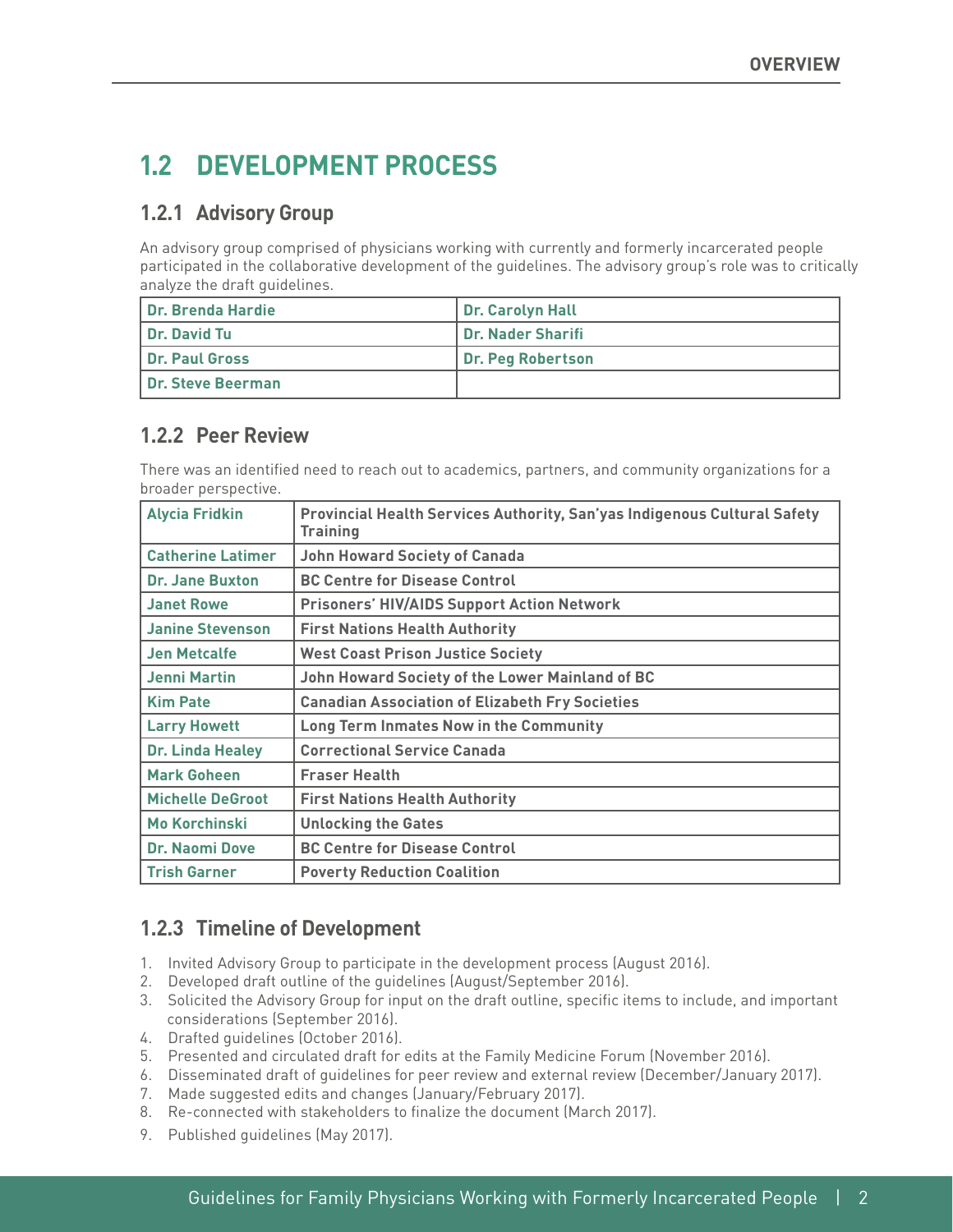## 1.2 DEVELOPMENT PROCESS

### 1.2.1 Advisory Group

An advisory group comprised of physicians working with currently and formerly incarcerated people participated in the collaborative development of the guidelines. The advisory group's role was to critically analyze the draft guidelines.

| | |
|---|---|
| **Dr. Brenda Hardie** | **Dr. Carolyn Hall** |
| **Dr. David Tu** | **Dr. Nader Sharifi** |
| **Dr. Paul Gross** | **Dr. Peg Robertson** |
| **Dr. Steve Beerman** | |

### 1.2.2 Peer Review

There was an identified need to reach out to academics, partners, and community organizations for a broader perspective.

| | |
|---|---|
| **Alycia Fridkin** | **Provincial Health Services Authority, San'yas Indigenous Cultural Safety Training** |
| **Catherine Latimer** | **John Howard Society of Canada** |
| **Dr. Jane Buxton** | **BC Centre for Disease Control** |
| **Janet Rowe** | **Prisoners' HIV/AIDS Support Action Network** |
| **Janine Stevenson** | **First Nations Health Authority** |
| **Jen Metcalfe** | **West Coast Prison Justice Society** |
| **Jenni Martin** | **John Howard Society of the Lower Mainland of BC** |
| **Kim Pate** | **Canadian Association of Elizabeth Fry Societies** |
| **Larry Howett** | **Long Term Inmates Now in the Community** |
| **Dr. Linda Healey** | **Correctional Service Canada** |
| **Mark Goheen** | **Fraser Health** |
| **Michelle DeGroot** | **First Nations Health Authority** |
| **Mo Korchinski** | **Unlocking the Gates** |
| **Dr. Naomi Dove** | **BC Centre for Disease Control** |
| **Trish Garner** | **Poverty Reduction Coalition** |

### 1.2.3 Timeline of Development

1. Invited Advisory Group to participate in the development process (August 2016).
2. Developed draft outline of the guidelines (August/September 2016).
3. Solicited the Advisory Group for input on the draft outline, specific items to include, and important considerations (September 2016).
4. Drafted guidelines (October 2016).
5. Presented and circulated draft for edits at the Family Medicine Forum (November 2016).
6. Disseminated draft of guidelines for peer review and external review (December/January 2017).
7. Made suggested edits and changes (January/February 2017).
8. Re-connected with stakeholders to finalize the document (March 2017).
9. Published guidelines (May 2017).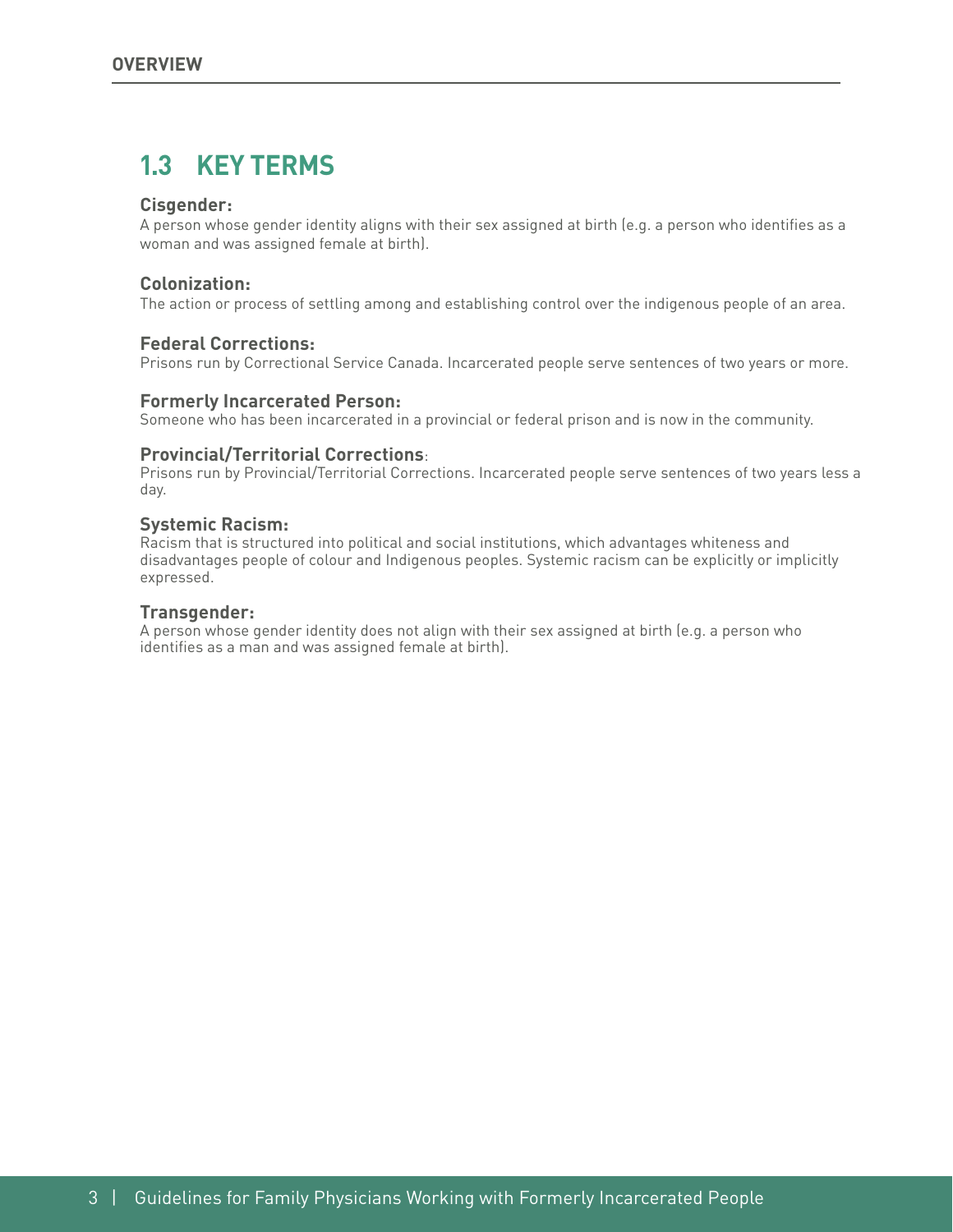## 1.3 KEY TERMS

**Cisgender:**
A person whose gender identity aligns with their sex assigned at birth (e.g. a person who identifies as a woman and was assigned female at birth).

**Colonization:**
The action or process of settling among and establishing control over the indigenous people of an area.

**Federal Corrections:**
Prisons run by Correctional Service Canada. Incarcerated people serve sentences of two years or more.

**Formerly Incarcerated Person:**
Someone who has been incarcerated in a provincial or federal prison and is now in the community.

**Provincial/Territorial Corrections**:
Prisons run by Provincial/Territorial Corrections. Incarcerated people serve sentences of two years less a day.

**Systemic Racism:**
Racism that is structured into political and social institutions, which advantages whiteness and disadvantages people of colour and Indigenous peoples. Systemic racism can be explicitly or implicitly expressed.

**Transgender:**
A person whose gender identity does not align with their sex assigned at birth (e.g. a person who identifies as a man and was assigned female at birth).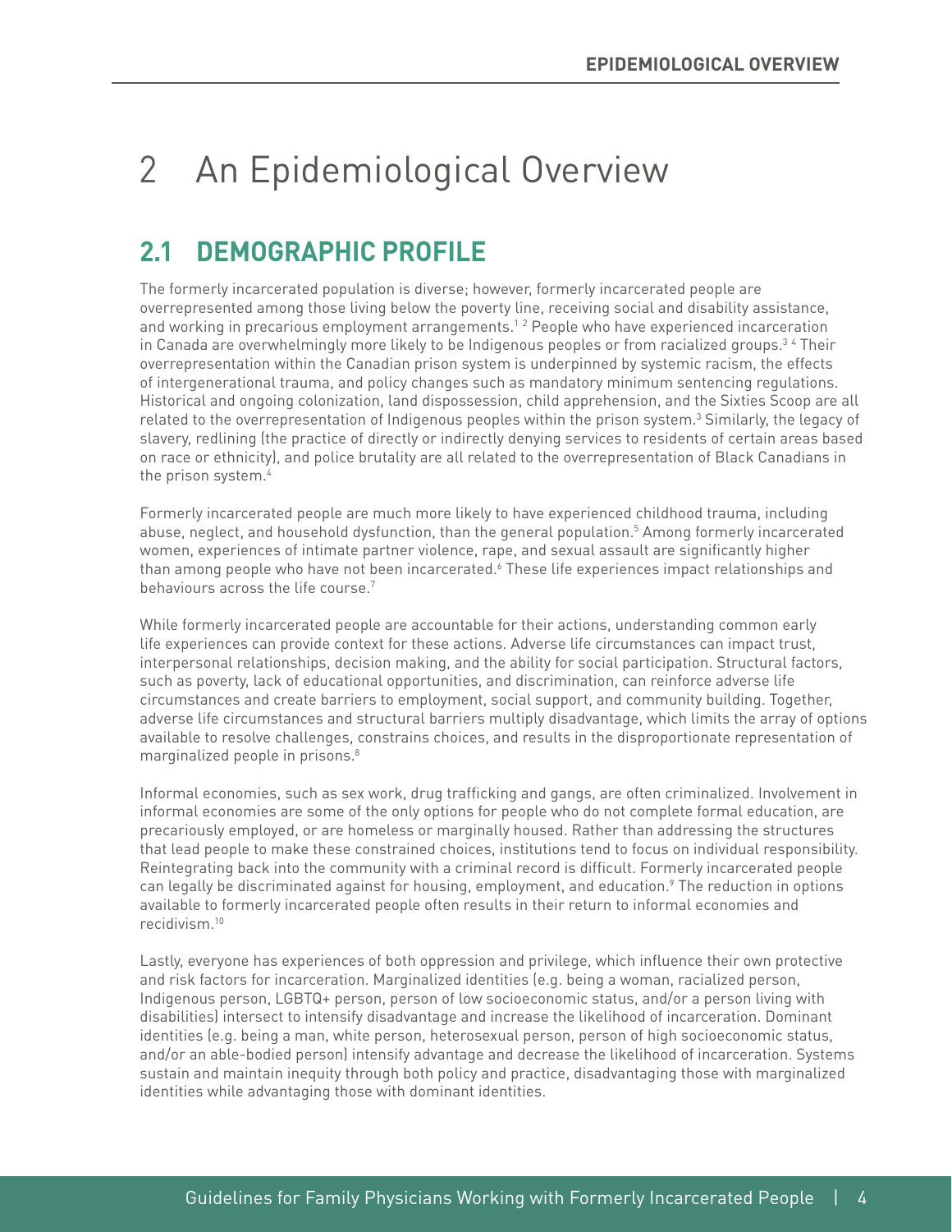# 2 An Epidemiological Overview

## 2.1 DEMOGRAPHIC PROFILE

The formerly incarcerated population is diverse; however, formerly incarcerated people are overrepresented among those living below the poverty line, receiving social and disability assistance, and working in precarious employment arrangements.[1,2] People who have experienced incarceration in Canada are overwhelmingly more likely to be Indigenous peoples or from racialized groups.[3,4] Their overrepresentation within the Canadian prison system is underpinned by systemic racism, the effects of intergenerational trauma, and policy changes such as mandatory minimum sentencing regulations. Historical and ongoing colonization, land dispossession, child apprehension, and the Sixties Scoop are all related to the overrepresentation of Indigenous peoples within the prison system.[3] Similarly, the legacy of slavery, redlining (the practice of directly or indirectly denying services to residents of certain areas based on race or ethnicity), and police brutality are all related to the overrepresentation of Black Canadians in the prison system.[4]

Formerly incarcerated people are much more likely to have experienced childhood trauma, including abuse, neglect, and household dysfunction, than the general population.[5] Among formerly incarcerated women, experiences of intimate partner violence, rape, and sexual assault are significantly higher than among people who have not been incarcerated.[6] These life experiences impact relationships and behaviours across the life course.[7]

While formerly incarcerated people are accountable for their actions, understanding common early life experiences can provide context for these actions. Adverse life circumstances can impact trust, interpersonal relationships, decision making, and the ability for social participation. Structural factors, such as poverty, lack of educational opportunities, and discrimination, can reinforce adverse life circumstances and create barriers to employment, social support, and community building. Together, adverse life circumstances and structural barriers multiply disadvantage, which limits the array of options available to resolve challenges, constrains choices, and results in the disproportionate representation of marginalized people in prisons.[8]

Informal economies, such as sex work, drug trafficking and gangs, are often criminalized. Involvement in informal economies are some of the only options for people who do not complete formal education, are precariously employed, or are homeless or marginally housed. Rather than addressing the structures that lead people to make these constrained choices, institutions tend to focus on individual responsibility. Reintegrating back into the community with a criminal record is difficult. Formerly incarcerated people can legally be discriminated against for housing, employment, and education.[9] The reduction in options available to formerly incarcerated people often results in their return to informal economies and recidivism.[10]

Lastly, everyone has experiences of both oppression and privilege, which influence their own protective and risk factors for incarceration. Marginalized identities (e.g. being a woman, racialized person, Indigenous person, LGBTQ+ person, person of low socioeconomic status, and/or a person living with disabilities) intersect to intensify disadvantage and increase the likelihood of incarceration. Dominant identities (e.g. being a man, white person, heterosexual person, person of high socioeconomic status, and/or an able-bodied person) intensify advantage and decrease the likelihood of incarceration. Systems sustain and maintain inequity through both policy and practice, disadvantaging those with marginalized identities while advantaging those with dominant identities.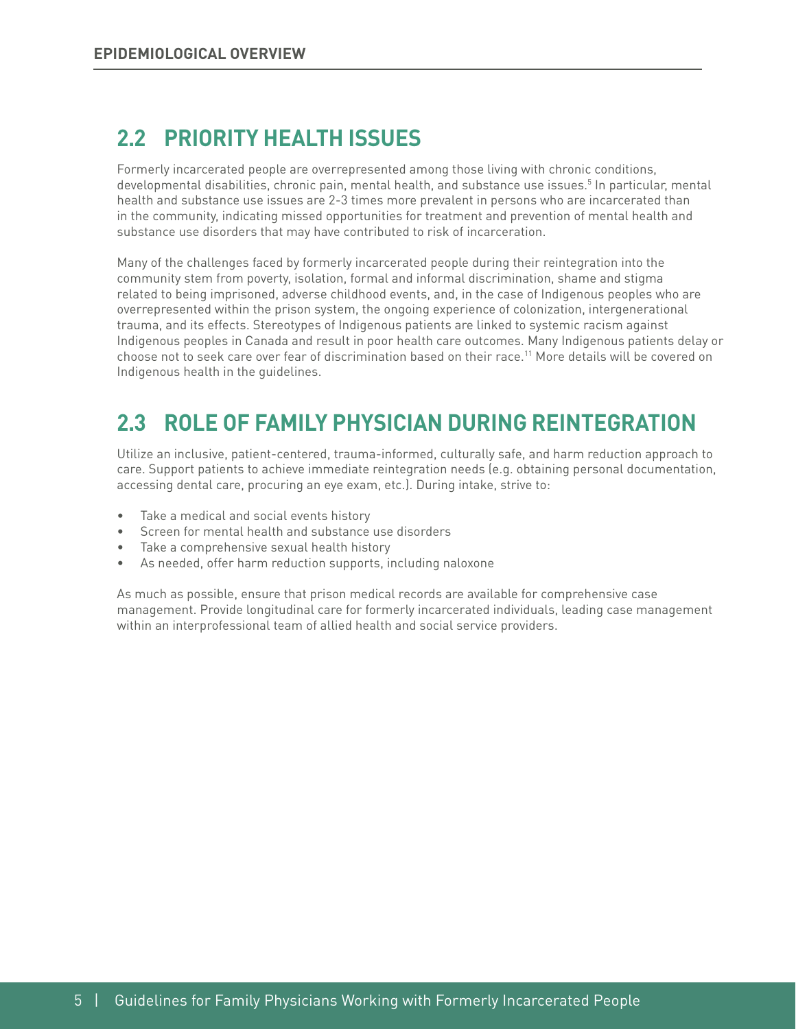## 2.2 PRIORITY HEALTH ISSUES

Formerly incarcerated people are overrepresented among those living with chronic conditions, developmental disabilities, chronic pain, mental health, and substance use issues.[5] In particular, mental health and substance use issues are 2-3 times more prevalent in persons who are incarcerated than in the community, indicating missed opportunities for treatment and prevention of mental health and substance use disorders that may have contributed to risk of incarceration.

Many of the challenges faced by formerly incarcerated people during their reintegration into the community stem from poverty, isolation, formal and informal discrimination, shame and stigma related to being imprisoned, adverse childhood events, and, in the case of Indigenous peoples who are overrepresented within the prison system, the ongoing experience of colonization, intergenerational trauma, and its effects. Stereotypes of Indigenous patients are linked to systemic racism against Indigenous peoples in Canada and result in poor health care outcomes. Many Indigenous patients delay or choose not to seek care over fear of discrimination based on their race.[11] More details will be covered on Indigenous health in the guidelines.

## 2.3 ROLE OF FAMILY PHYSICIAN DURING REINTEGRATION

Utilize an inclusive, patient-centered, trauma-informed, culturally safe, and harm reduction approach to care. Support patients to achieve immediate reintegration needs (e.g. obtaining personal documentation, accessing dental care, procuring an eye exam, etc.). During intake, strive to:

- Take a medical and social events history
- Screen for mental health and substance use disorders
- Take a comprehensive sexual health history
- As needed, offer harm reduction supports, including naloxone

As much as possible, ensure that prison medical records are available for comprehensive case management. Provide longitudinal care for formerly incarcerated individuals, leading case management within an interprofessional team of allied health and social service providers.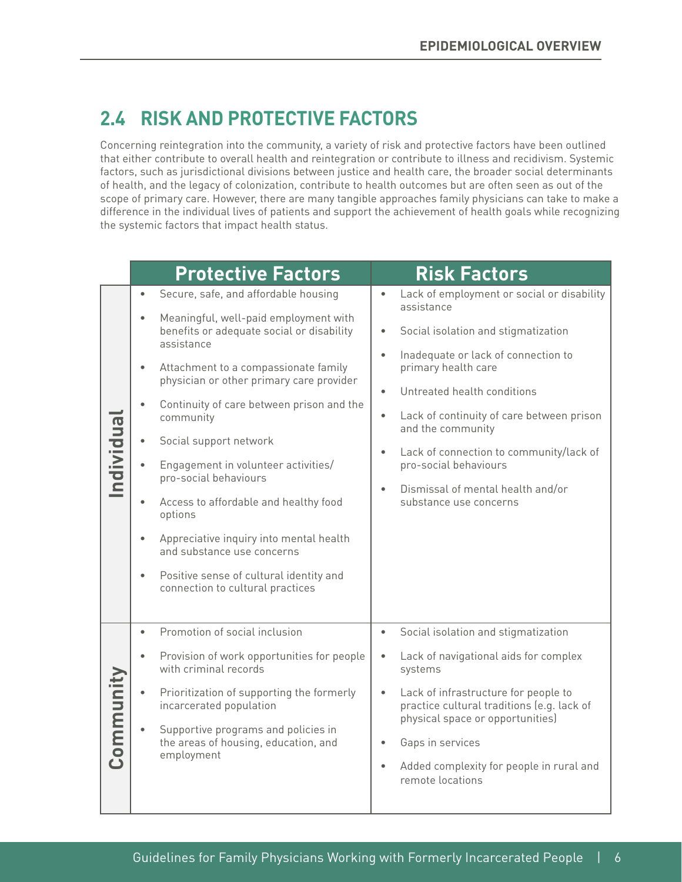## 2.4 RISK AND PROTECTIVE FACTORS

Concerning reintegration into the community, a variety of risk and protective factors have been outlined that either contribute to overall health and reintegration or contribute to illness and recidivism. Systemic factors, such as jurisdictional divisions between justice and health care, the broader social determinants of health, and the legacy of colonization, contribute to health outcomes but are often seen as out of the scope of primary care. However, there are many tangible approaches family physicians can take to make a difference in the individual lives of patients and support the achievement of health goals while recognizing the systemic factors that impact health status.

| | Protective Factors | Risk Factors |
|---|---|---|
| **Individual** | • Secure, safe, and affordable housing<br>• Meaningful, well-paid employment with benefits or adequate social or disability assistance<br>• Attachment to a compassionate family physician or other primary care provider<br>• Continuity of care between prison and the community<br>• Social support network<br>• Engagement in volunteer activities/ pro-social behaviours<br>• Access to affordable and healthy food options<br>• Appreciative inquiry into mental health and substance use concerns<br>• Positive sense of cultural identity and connection to cultural practices | • Lack of employment or social or disability assistance<br>• Social isolation and stigmatization<br>• Inadequate or lack of connection to primary health care<br>• Untreated health conditions<br>• Lack of continuity of care between prison and the community<br>• Lack of connection to community/lack of pro-social behaviours<br>• Dismissal of mental health and/or substance use concerns |
| **Community** | • Promotion of social inclusion<br>• Provision of work opportunities for people with criminal records<br>• Prioritization of supporting the formerly incarcerated population<br>• Supportive programs and policies in the areas of housing, education, and employment | • Social isolation and stigmatization<br>• Lack of navigational aids for complex systems<br>• Lack of infrastructure for people to practice cultural traditions (e.g. lack of physical space or opportunities)<br>• Gaps in services<br>• Added complexity for people in rural and remote locations |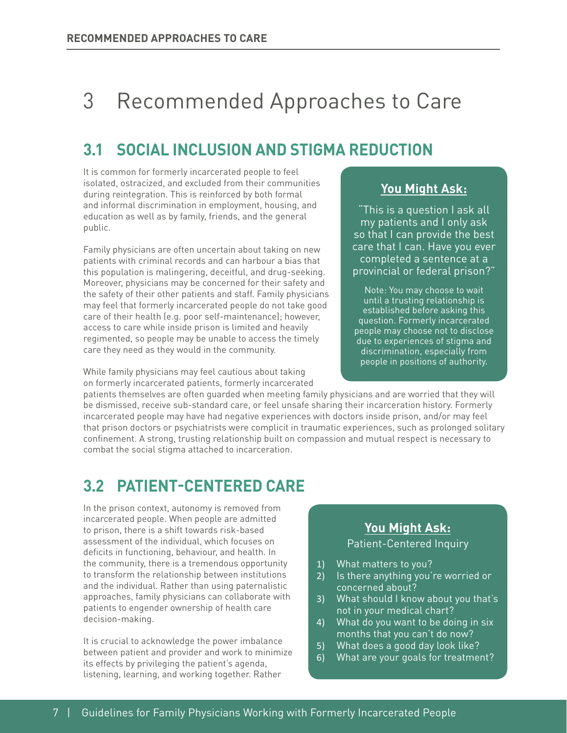# 3 Recommended Approaches to Care

## 3.1 SOCIAL INCLUSION AND STIGMA REDUCTION

It is common for formerly incarcerated people to feel isolated, ostracized, and excluded from their communities during reintegration. This is reinforced by both formal and informal discrimination in employment, housing, and education as well as by family, friends, and the general public.

Family physicians are often uncertain about taking on new patients with criminal records and can harbour a bias that this population is malingering, deceitful, and drug-seeking. Moreover, physicians may be concerned for their safety and the safety of their other patients and staff. Family physicians may feel that formerly incarcerated people do not take good care of their health (e.g. poor self-maintenance); however, access to care while inside prison is limited and heavily regimented, so people may be unable to access the timely care they need as they would in the community.

While family physicians may feel cautious about taking on formerly incarcerated patients, formerly incarcerated patients themselves are often guarded when meeting family physicians and are worried that they will be dismissed, receive sub-standard care, or feel unsafe sharing their incarceration history. Formerly incarcerated people may have had negative experiences with doctors inside prison, and/or may feel that prison doctors or psychiatrists were complicit in traumatic experiences, such as prolonged solitary confinement. A strong, trusting relationship built on compassion and mutual respect is necessary to combat the social stigma attached to incarceration.

**You Might Ask:**

"This is a question I ask all my patients and I only ask so that I can provide the best care that I can. Have you ever completed a sentence at a provincial or federal prison?"

Note: You may choose to wait until a trusting relationship is established before asking this question. Formerly incarcerated people may choose not to disclose due to experiences of stigma and discrimination, especially from people in positions of authority.

## 3.2 PATIENT-CENTERED CARE

In the prison context, autonomy is removed from incarcerated people. When people are admitted to prison, there is a shift towards risk-based assessment of the individual, which focuses on deficits in functioning, behaviour, and health. In the community, there is a tremendous opportunity to transform the relationship between institutions and the individual. Rather than using paternalistic approaches, family physicians can collaborate with patients to engender ownership of health care decision-making.

It is crucial to acknowledge the power imbalance between patient and provider and work to minimize its effects by privileging the patient's agenda, listening, learning, and working together. Rather

**You Might Ask:**

Patient-Centered Inquiry

1) What matters to you?
2) Is there anything you're worried or concerned about?
3) What should I know about you that's not in your medical chart?
4) What do you want to be doing in six months that you can't do now?
5) What does a good day look like?
6) What are your goals for treatment?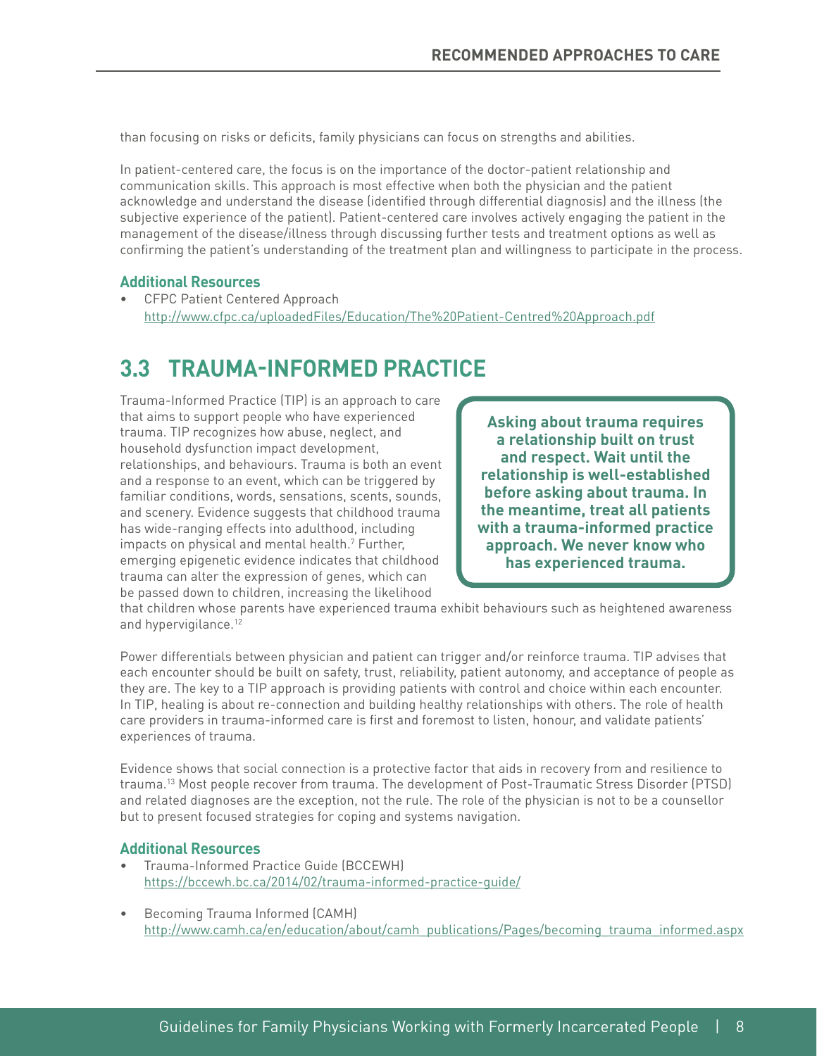than focusing on risks or deficits, family physicians can focus on strengths and abilities.

In patient-centered care, the focus is on the importance of the doctor-patient relationship and communication skills. This approach is most effective when both the physician and the patient acknowledge and understand the disease (identified through differential diagnosis) and the illness (the subjective experience of the patient). Patient-centered care involves actively engaging the patient in the management of the disease/illness through discussing further tests and treatment options as well as confirming the patient's understanding of the treatment plan and willingness to participate in the process.

### Additional Resources

- CFPC Patient Centered Approach
  http://www.cfpc.ca/uploadedFiles/Education/The%20Patient-Centred%20Approach.pdf

## 3.3 TRAUMA-INFORMED PRACTICE

Trauma-Informed Practice (TIP) is an approach to care that aims to support people who have experienced trauma. TIP recognizes how abuse, neglect, and household dysfunction impact development, relationships, and behaviours. Trauma is both an event and a response to an event, which can be triggered by familiar conditions, words, sensations, scents, sounds, and scenery. Evidence suggests that childhood trauma has wide-ranging effects into adulthood, including impacts on physical and mental health.[7] Further, emerging epigenetic evidence indicates that childhood trauma can alter the expression of genes, which can be passed down to children, increasing the likelihood that children whose parents have experienced trauma exhibit behaviours such as heightened awareness and hypervigilance.[12]

**Asking about trauma requires a relationship built on trust and respect. Wait until the relationship is well-established before asking about trauma. In the meantime, treat all patients with a trauma-informed practice approach. We never know who has experienced trauma.**

Power differentials between physician and patient can trigger and/or reinforce trauma. TIP advises that each encounter should be built on safety, trust, reliability, patient autonomy, and acceptance of people as they are. The key to a TIP approach is providing patients with control and choice within each encounter. In TIP, healing is about re-connection and building healthy relationships with others. The role of health care providers in trauma-informed care is first and foremost to listen, honour, and validate patients' experiences of trauma.

Evidence shows that social connection is a protective factor that aids in recovery from and resilience to trauma.[13] Most people recover from trauma. The development of Post-Traumatic Stress Disorder (PTSD) and related diagnoses are the exception, not the rule. The role of the physician is not to be a counsellor but to present focused strategies for coping and systems navigation.

### Additional Resources

- Trauma-Informed Practice Guide (BCCEWH)
  https://bccewh.bc.ca/2014/02/trauma-informed-practice-guide/
- Becoming Trauma Informed (CAMH)
  http://www.camh.ca/en/education/about/camh_publications/Pages/becoming_trauma_informed.aspx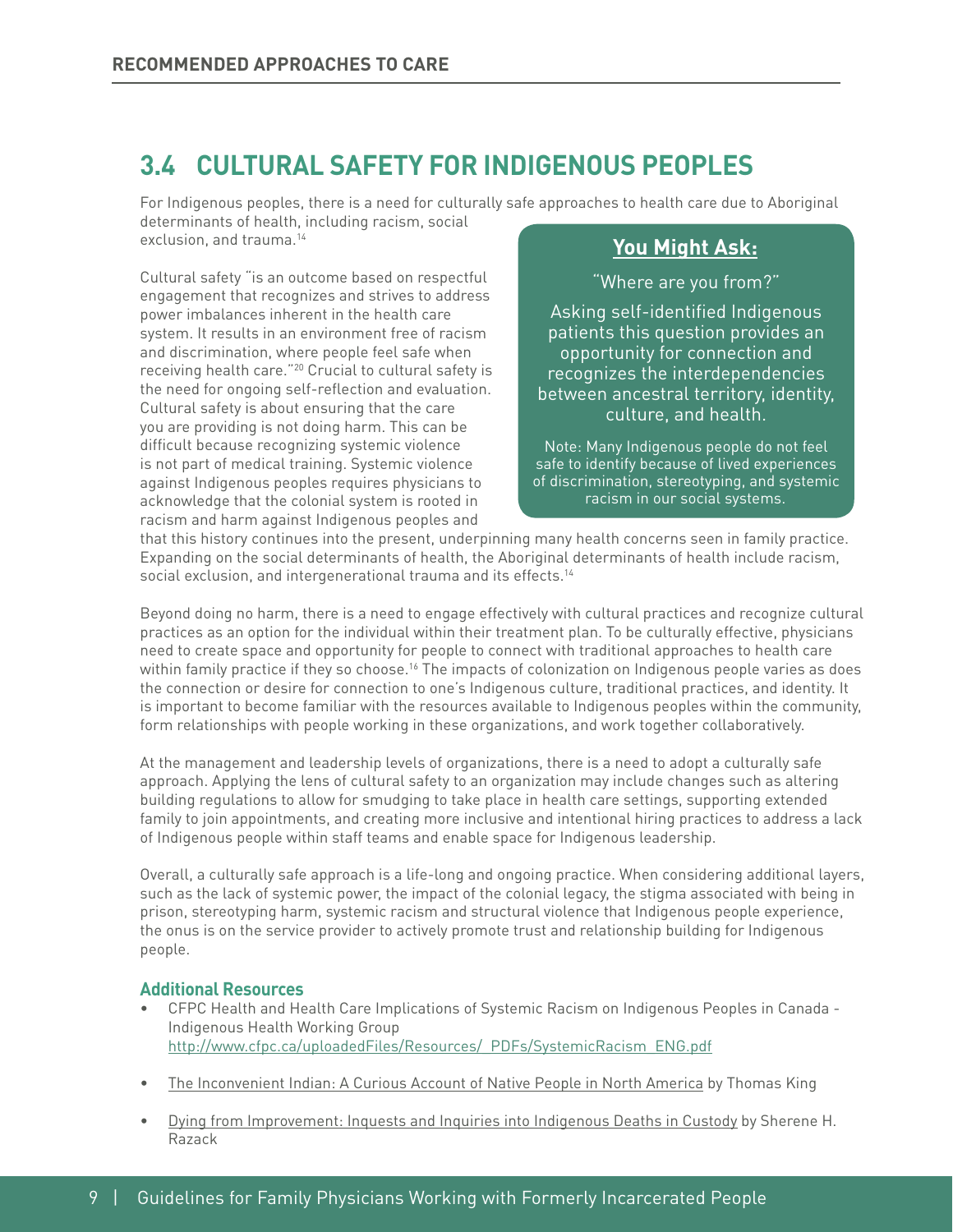## 3.4 CULTURAL SAFETY FOR INDIGENOUS PEOPLES

For Indigenous peoples, there is a need for culturally safe approaches to health care due to Aboriginal determinants of health, including racism, social exclusion, and trauma.[14]

Cultural safety "is an outcome based on respectful engagement that recognizes and strives to address power imbalances inherent in the health care system. It results in an environment free of racism and discrimination, where people feel safe when receiving health care."[20] Crucial to cultural safety is the need for ongoing self-reflection and evaluation. Cultural safety is about ensuring that the care you are providing is not doing harm. This can be difficult because recognizing systemic violence is not part of medical training. Systemic violence against Indigenous peoples requires physicians to acknowledge that the colonial system is rooted in racism and harm against Indigenous peoples and that this history continues into the present, underpinning many health concerns seen in family practice. Expanding on the social determinants of health, the Aboriginal determinants of health include racism, social exclusion, and intergenerational trauma and its effects.[14]

> **You Might Ask:**
>
> "Where are you from?"
>
> Asking self-identified Indigenous patients this question provides an opportunity for connection and recognizes the interdependencies between ancestral territory, identity, culture, and health.
>
> Note: Many Indigenous people do not feel safe to identify because of lived experiences of discrimination, stereotyping, and systemic racism in our social systems.

Beyond doing no harm, there is a need to engage effectively with cultural practices and recognize cultural practices as an option for the individual within their treatment plan. To be culturally effective, physicians need to create space and opportunity for people to connect with traditional approaches to health care within family practice if they so choose.[16] The impacts of colonization on Indigenous people varies as does the connection or desire for connection to one's Indigenous culture, traditional practices, and identity. It is important to become familiar with the resources available to Indigenous peoples within the community, form relationships with people working in these organizations, and work together collaboratively.

At the management and leadership levels of organizations, there is a need to adopt a culturally safe approach. Applying the lens of cultural safety to an organization may include changes such as altering building regulations to allow for smudging to take place in health care settings, supporting extended family to join appointments, and creating more inclusive and intentional hiring practices to address a lack of Indigenous people within staff teams and enable space for Indigenous leadership.

Overall, a culturally safe approach is a life-long and ongoing practice. When considering additional layers, such as the lack of systemic power, the impact of the colonial legacy, the stigma associated with being in prison, stereotyping harm, systemic racism and structural violence that Indigenous people experience, the onus is on the service provider to actively promote trust and relationship building for Indigenous people.

### Additional Resources

- CFPC Health and Health Care Implications of Systemic Racism on Indigenous Peoples in Canada - Indigenous Health Working Group
  http://www.cfpc.ca/uploadedFiles/Resources/_PDFs/SystemicRacism_ENG.pdf
- The Inconvenient Indian: A Curious Account of Native People in North America by Thomas King
- Dying from Improvement: Inquests and Inquiries into Indigenous Deaths in Custody by Sherene H. Razack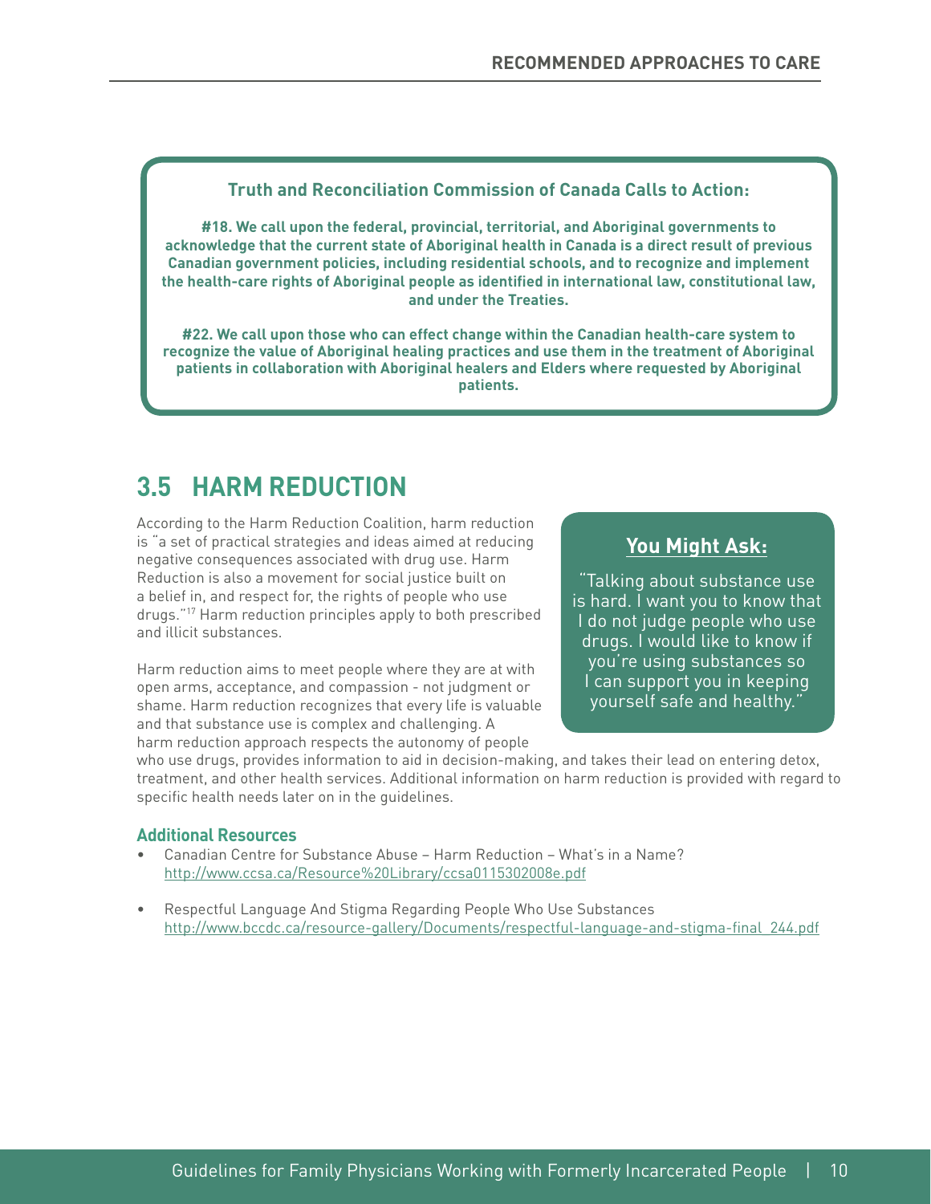**Truth and Reconciliation Commission of Canada Calls to Action:**

**#18. We call upon the federal, provincial, territorial, and Aboriginal governments to acknowledge that the current state of Aboriginal health in Canada is a direct result of previous Canadian government policies, including residential schools, and to recognize and implement the health-care rights of Aboriginal people as identified in international law, constitutional law, and under the Treaties.**

**#22. We call upon those who can effect change within the Canadian health-care system to recognize the value of Aboriginal healing practices and use them in the treatment of Aboriginal patients in collaboration with Aboriginal healers and Elders where requested by Aboriginal patients.**

## 3.5 HARM REDUCTION

According to the Harm Reduction Coalition, harm reduction is "a set of practical strategies and ideas aimed at reducing negative consequences associated with drug use. Harm Reduction is also a movement for social justice built on a belief in, and respect for, the rights of people who use drugs."[17] Harm reduction principles apply to both prescribed and illicit substances.

Harm reduction aims to meet people where they are at with open arms, acceptance, and compassion - not judgment or shame. Harm reduction recognizes that every life is valuable and that substance use is complex and challenging. A harm reduction approach respects the autonomy of people who use drugs, provides information to aid in decision-making, and takes their lead on entering detox, treatment, and other health services. Additional information on harm reduction is provided with regard to specific health needs later on in the guidelines.

**You Might Ask:**

"Talking about substance use is hard. I want you to know that I do not judge people who use drugs. I would like to know if you're using substances so I can support you in keeping yourself safe and healthy."

### Additional Resources

- Canadian Centre for Substance Abuse – Harm Reduction – What's in a Name? http://www.ccsa.ca/Resource%20Library/ccsa0115302008e.pdf
- Respectful Language And Stigma Regarding People Who Use Substances http://www.bccdc.ca/resource-gallery/Documents/respectful-language-and-stigma-final_244.pdf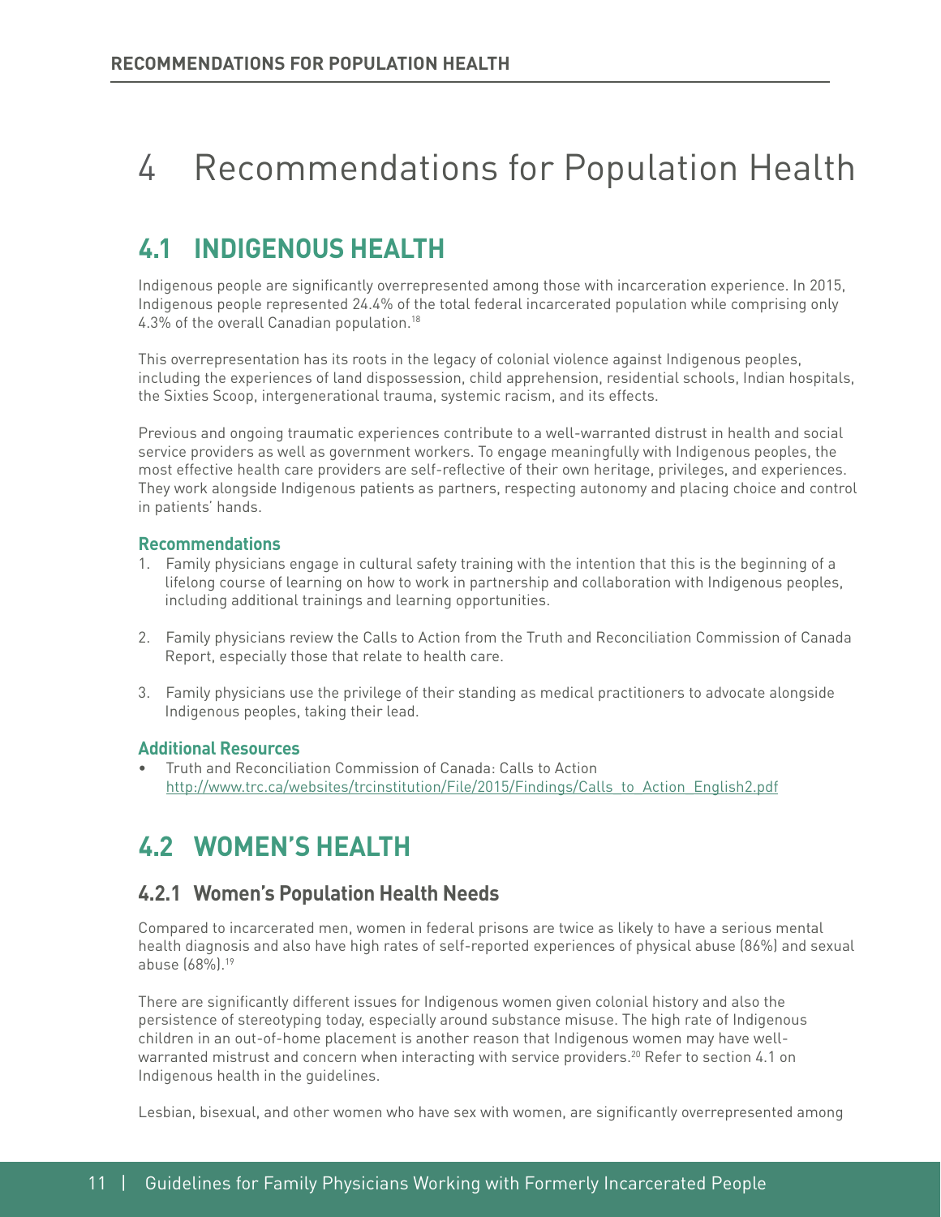# 4 Recommendations for Population Health

## 4.1 INDIGENOUS HEALTH

Indigenous people are significantly overrepresented among those with incarceration experience. In 2015, Indigenous people represented 24.4% of the total federal incarcerated population while comprising only 4.3% of the overall Canadian population.[18]

This overrepresentation has its roots in the legacy of colonial violence against Indigenous peoples, including the experiences of land dispossession, child apprehension, residential schools, Indian hospitals, the Sixties Scoop, intergenerational trauma, systemic racism, and its effects.

Previous and ongoing traumatic experiences contribute to a well-warranted distrust in health and social service providers as well as government workers. To engage meaningfully with Indigenous peoples, the most effective health care providers are self-reflective of their own heritage, privileges, and experiences. They work alongside Indigenous patients as partners, respecting autonomy and placing choice and control in patients' hands.

### Recommendations

1. Family physicians engage in cultural safety training with the intention that this is the beginning of a lifelong course of learning on how to work in partnership and collaboration with Indigenous peoples, including additional trainings and learning opportunities.

2. Family physicians review the Calls to Action from the Truth and Reconciliation Commission of Canada Report, especially those that relate to health care.

3. Family physicians use the privilege of their standing as medical practitioners to advocate alongside Indigenous peoples, taking their lead.

### Additional Resources

- Truth and Reconciliation Commission of Canada: Calls to Action
  http://www.trc.ca/websites/trcinstitution/File/2015/Findings/Calls_to_Action_English2.pdf

## 4.2 WOMEN'S HEALTH

### 4.2.1 Women's Population Health Needs

Compared to incarcerated men, women in federal prisons are twice as likely to have a serious mental health diagnosis and also have high rates of self-reported experiences of physical abuse (86%) and sexual abuse (68%).[19]

There are significantly different issues for Indigenous women given colonial history and also the persistence of stereotyping today, especially around substance misuse. The high rate of Indigenous children in an out-of-home placement is another reason that Indigenous women may have well-warranted mistrust and concern when interacting with service providers.[20] Refer to section 4.1 on Indigenous health in the guidelines.

Lesbian, bisexual, and other women who have sex with women, are significantly overrepresented among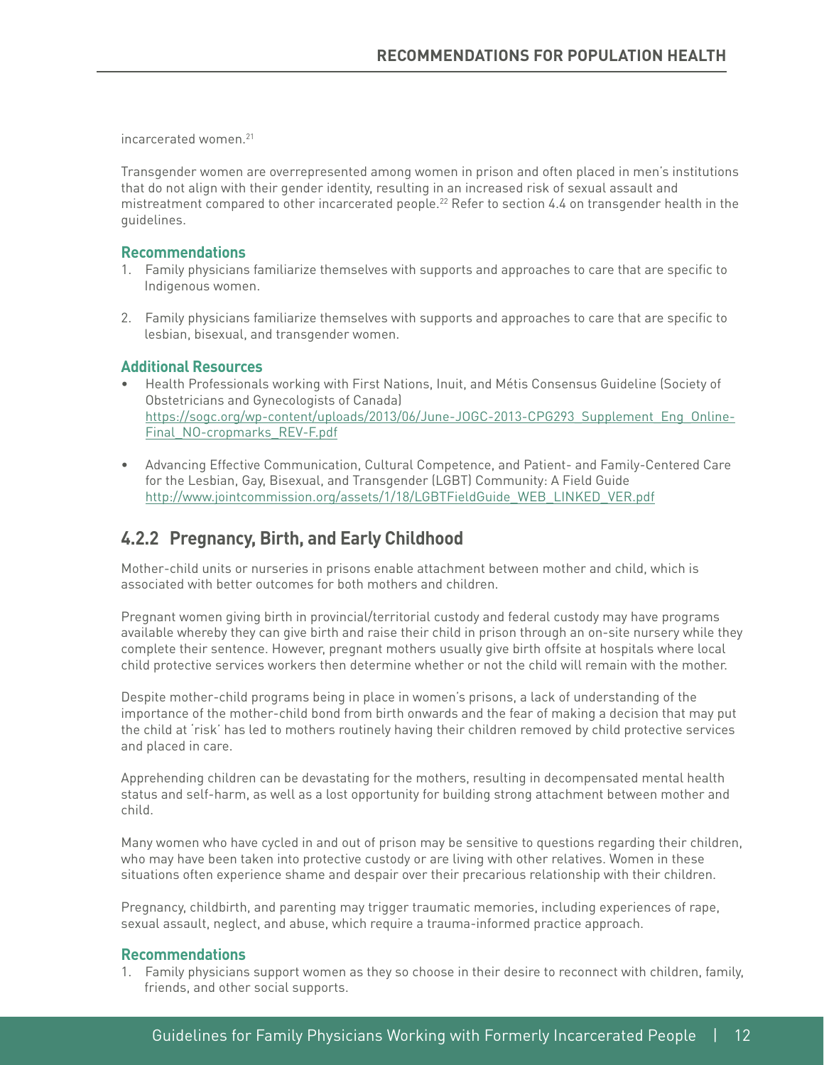incarcerated women.[21]

Transgender women are overrepresented among women in prison and often placed in men's institutions that do not align with their gender identity, resulting in an increased risk of sexual assault and mistreatment compared to other incarcerated people.[22] Refer to section 4.4 on transgender health in the guidelines.

### Recommendations

1. Family physicians familiarize themselves with supports and approaches to care that are specific to Indigenous women.

2. Family physicians familiarize themselves with supports and approaches to care that are specific to lesbian, bisexual, and transgender women.

### Additional Resources

- Health Professionals working with First Nations, Inuit, and Métis Consensus Guideline (Society of Obstetricians and Gynecologists of Canada)
  https://sogc.org/wp-content/uploads/2013/06/June-JOGC-2013-CPG293_Supplement_Eng_Online-Final_NO-cropmarks_REV-F.pdf

- Advancing Effective Communication, Cultural Competence, and Patient- and Family-Centered Care for the Lesbian, Gay, Bisexual, and Transgender (LGBT) Community: A Field Guide
  http://www.jointcommission.org/assets/1/18/LGBTFieldGuide_WEB_LINKED_VER.pdf

## 4.2.2 Pregnancy, Birth, and Early Childhood

Mother-child units or nurseries in prisons enable attachment between mother and child, which is associated with better outcomes for both mothers and children.

Pregnant women giving birth in provincial/territorial custody and federal custody may have programs available whereby they can give birth and raise their child in prison through an on-site nursery while they complete their sentence. However, pregnant mothers usually give birth offsite at hospitals where local child protective services workers then determine whether or not the child will remain with the mother.

Despite mother-child programs being in place in women's prisons, a lack of understanding of the importance of the mother-child bond from birth onwards and the fear of making a decision that may put the child at 'risk' has led to mothers routinely having their children removed by child protective services and placed in care.

Apprehending children can be devastating for the mothers, resulting in decompensated mental health status and self-harm, as well as a lost opportunity for building strong attachment between mother and child.

Many women who have cycled in and out of prison may be sensitive to questions regarding their children, who may have been taken into protective custody or are living with other relatives. Women in these situations often experience shame and despair over their precarious relationship with their children.

Pregnancy, childbirth, and parenting may trigger traumatic memories, including experiences of rape, sexual assault, neglect, and abuse, which require a trauma-informed practice approach.

### Recommendations

1. Family physicians support women as they so choose in their desire to reconnect with children, family, friends, and other social supports.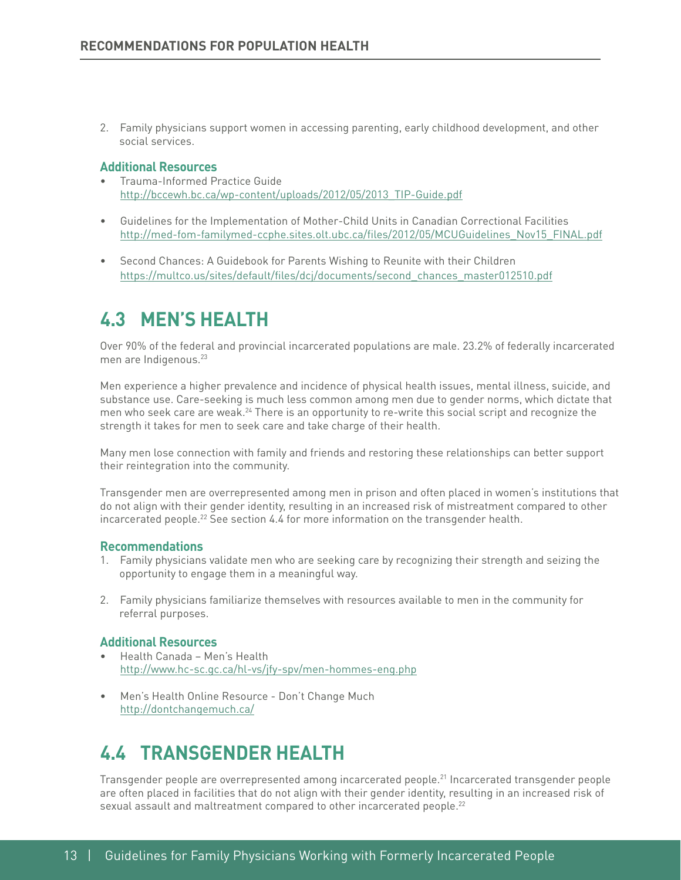2. Family physicians support women in accessing parenting, early childhood development, and other social services.

### Additional Resources

- Trauma-Informed Practice Guide
  http://bccewh.bc.ca/wp-content/uploads/2012/05/2013_TIP-Guide.pdf
- Guidelines for the Implementation of Mother-Child Units in Canadian Correctional Facilities
  http://med-fom-familymed-ccphe.sites.olt.ubc.ca/files/2012/05/MCUGuidelines_Nov15_FINAL.pdf
- Second Chances: A Guidebook for Parents Wishing to Reunite with their Children
  https://multco.us/sites/default/files/dcj/documents/second_chances_master012510.pdf

## 4.3 MEN'S HEALTH

Over 90% of the federal and provincial incarcerated populations are male. 23.2% of federally incarcerated men are Indigenous.[23]

Men experience a higher prevalence and incidence of physical health issues, mental illness, suicide, and substance use. Care-seeking is much less common among men due to gender norms, which dictate that men who seek care are weak.[24] There is an opportunity to re-write this social script and recognize the strength it takes for men to seek care and take charge of their health.

Many men lose connection with family and friends and restoring these relationships can better support their reintegration into the community.

Transgender men are overrepresented among men in prison and often placed in women's institutions that do not align with their gender identity, resulting in an increased risk of mistreatment compared to other incarcerated people.[22] See section 4.4 for more information on the transgender health.

### Recommendations

1. Family physicians validate men who are seeking care by recognizing their strength and seizing the opportunity to engage them in a meaningful way.
2. Family physicians familiarize themselves with resources available to men in the community for referral purposes.

### Additional Resources

- Health Canada – Men's Health
  http://www.hc-sc.gc.ca/hl-vs/jfy-spv/men-hommes-eng.php
- Men's Health Online Resource - Don't Change Much
  http://dontchangemuch.ca/

## 4.4 TRANSGENDER HEALTH

Transgender people are overrepresented among incarcerated people.[21] Incarcerated transgender people are often placed in facilities that do not align with their gender identity, resulting in an increased risk of sexual assault and maltreatment compared to other incarcerated people.[22]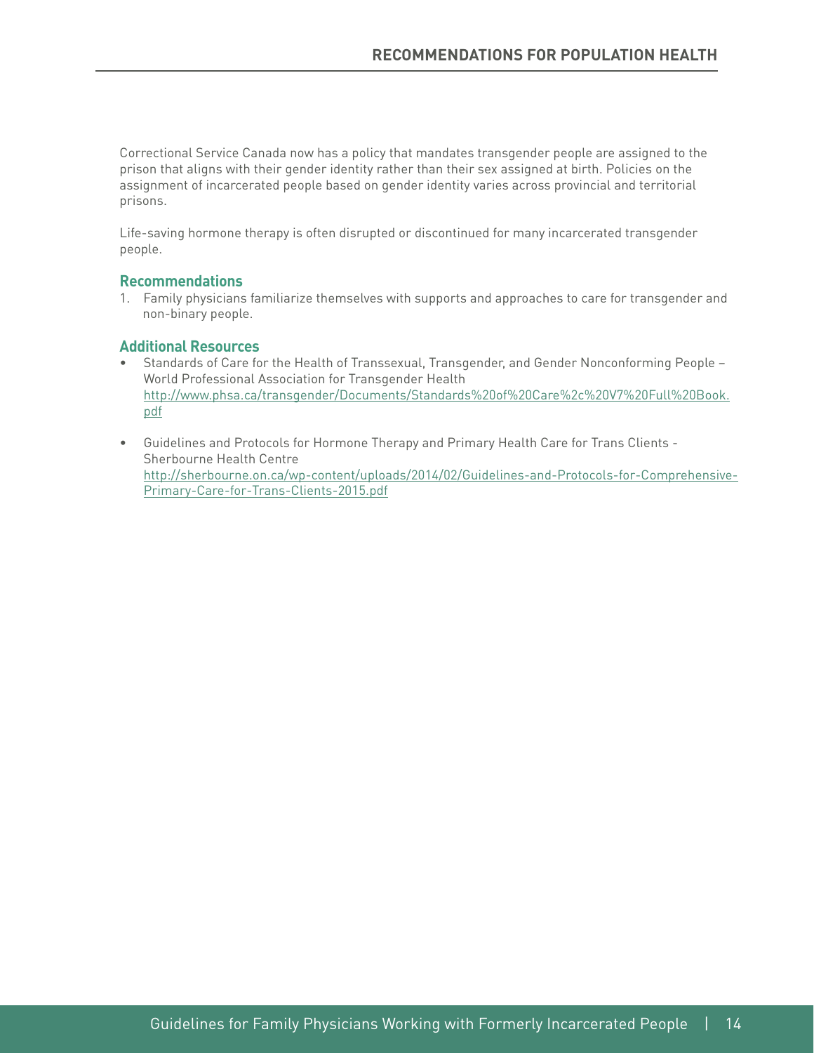Correctional Service Canada now has a policy that mandates transgender people are assigned to the prison that aligns with their gender identity rather than their sex assigned at birth. Policies on the assignment of incarcerated people based on gender identity varies across provincial and territorial prisons.

Life-saving hormone therapy is often disrupted or discontinued for many incarcerated transgender people.

### Recommendations

1. Family physicians familiarize themselves with supports and approaches to care for transgender and non-binary people.

### Additional Resources

- Standards of Care for the Health of Transsexual, Transgender, and Gender Nonconforming People – World Professional Association for Transgender Health
  http://www.phsa.ca/transgender/Documents/Standards%20of%20Care%2c%20V7%20Full%20Book.pdf

- Guidelines and Protocols for Hormone Therapy and Primary Health Care for Trans Clients - Sherbourne Health Centre
  http://sherbourne.on.ca/wp-content/uploads/2014/02/Guidelines-and-Protocols-for-Comprehensive-Primary-Care-for-Trans-Clients-2015.pdf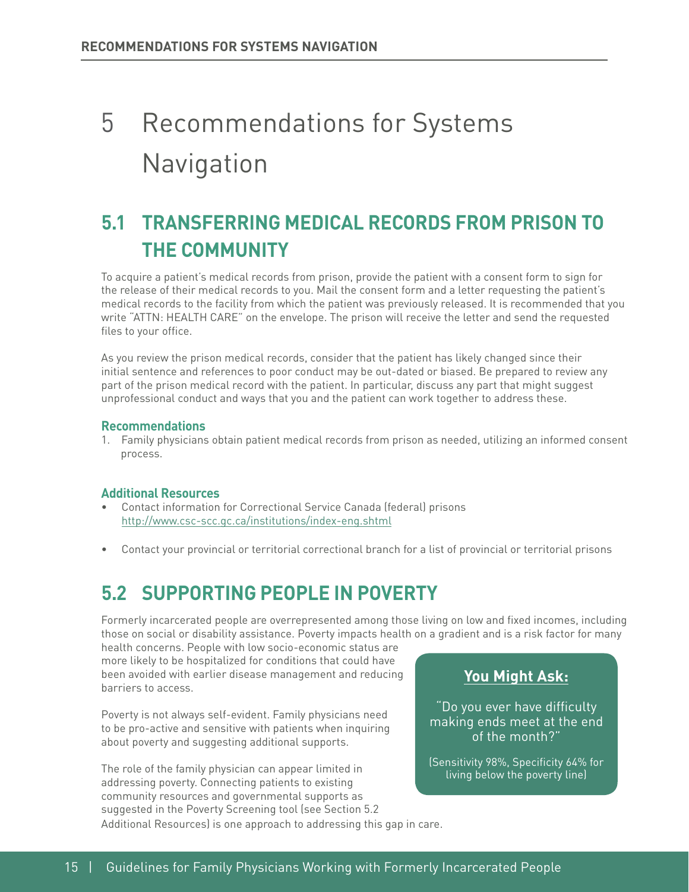# 5 Recommendations for Systems Navigation

## 5.1 TRANSFERRING MEDICAL RECORDS FROM PRISON TO THE COMMUNITY

To acquire a patient's medical records from prison, provide the patient with a consent form to sign for the release of their medical records to you. Mail the consent form and a letter requesting the patient's medical records to the facility from which the patient was previously released. It is recommended that you write "ATTN: HEALTH CARE" on the envelope. The prison will receive the letter and send the requested files to your office.

As you review the prison medical records, consider that the patient has likely changed since their initial sentence and references to poor conduct may be out-dated or biased. Be prepared to review any part of the prison medical record with the patient. In particular, discuss any part that might suggest unprofessional conduct and ways that you and the patient can work together to address these.

### Recommendations

1. Family physicians obtain patient medical records from prison as needed, utilizing an informed consent process.

### Additional Resources

- Contact information for Correctional Service Canada (federal) prisons http://www.csc-scc.gc.ca/institutions/index-eng.shtml
- Contact your provincial or territorial correctional branch for a list of provincial or territorial prisons

## 5.2 SUPPORTING PEOPLE IN POVERTY

Formerly incarcerated people are overrepresented among those living on low and fixed incomes, including those on social or disability assistance. Poverty impacts health on a gradient and is a risk factor for many health concerns. People with low socio-economic status are more likely to be hospitalized for conditions that could have been avoided with earlier disease management and reducing barriers to access.

Poverty is not always self-evident. Family physicians need to be pro-active and sensitive with patients when inquiring about poverty and suggesting additional supports.

The role of the family physician can appear limited in addressing poverty. Connecting patients to existing community resources and governmental supports as suggested in the Poverty Screening tool (see Section 5.2 Additional Resources) is one approach to addressing this gap in care.

**You Might Ask:**

"Do you ever have difficulty making ends meet at the end of the month?"

(Sensitivity 98%, Specificity 64% for living below the poverty line)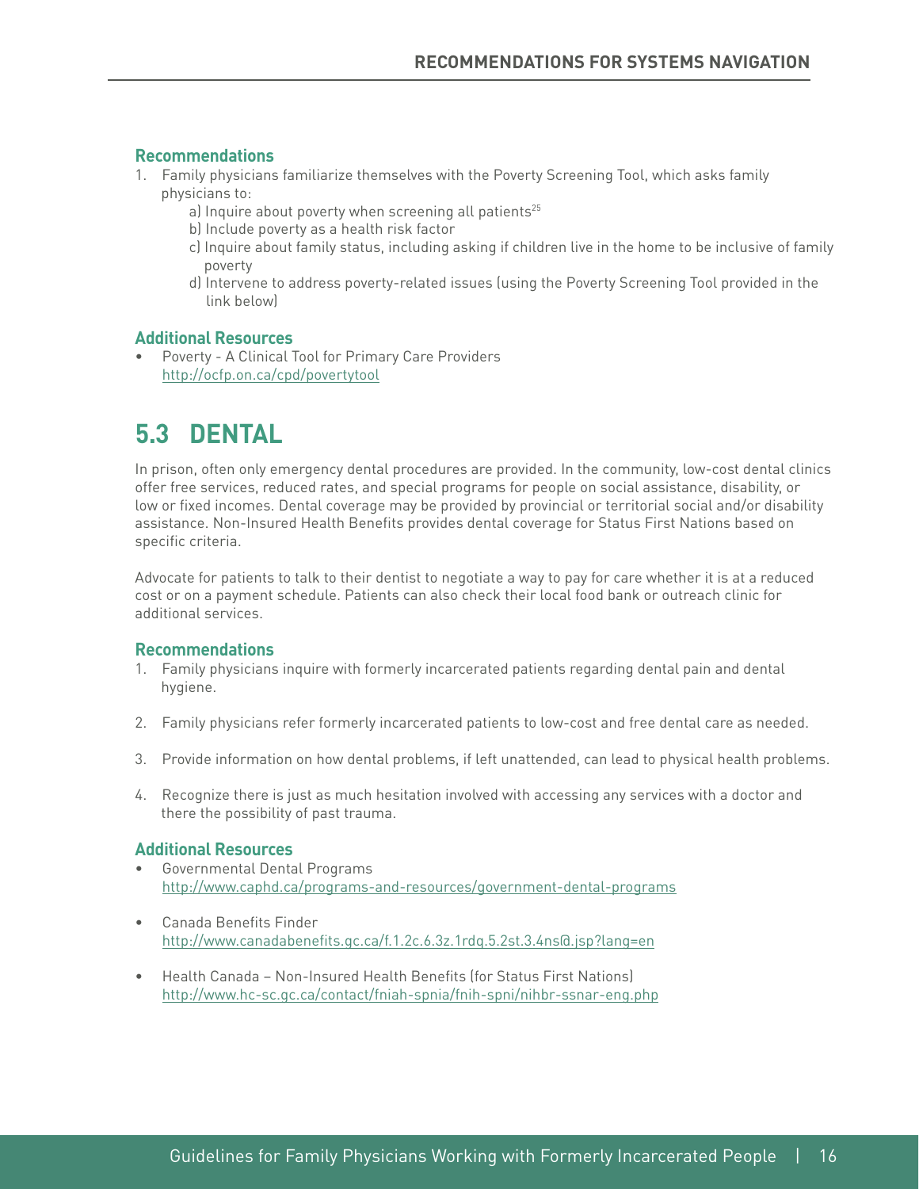### Recommendations

1. Family physicians familiarize themselves with the Poverty Screening Tool, which asks family physicians to:
   a) Inquire about poverty when screening all patients[25]
   b) Include poverty as a health risk factor
   c) Inquire about family status, including asking if children live in the home to be inclusive of family poverty
   d) Intervene to address poverty-related issues (using the Poverty Screening Tool provided in the link below)

### Additional Resources

- Poverty - A Clinical Tool for Primary Care Providers
  http://ocfp.on.ca/cpd/povertytool

## 5.3 DENTAL

In prison, often only emergency dental procedures are provided. In the community, low-cost dental clinics offer free services, reduced rates, and special programs for people on social assistance, disability, or low or fixed incomes. Dental coverage may be provided by provincial or territorial social and/or disability assistance. Non-Insured Health Benefits provides dental coverage for Status First Nations based on specific criteria.

Advocate for patients to talk to their dentist to negotiate a way to pay for care whether it is at a reduced cost or on a payment schedule. Patients can also check their local food bank or outreach clinic for additional services.

### Recommendations

1. Family physicians inquire with formerly incarcerated patients regarding dental pain and dental hygiene.

2. Family physicians refer formerly incarcerated patients to low-cost and free dental care as needed.

3. Provide information on how dental problems, if left unattended, can lead to physical health problems.

4. Recognize there is just as much hesitation involved with accessing any services with a doctor and there the possibility of past trauma.

### Additional Resources

- Governmental Dental Programs
  http://www.caphd.ca/programs-and-resources/government-dental-programs

- Canada Benefits Finder
  http://www.canadabenefits.gc.ca/f.1.2c.6.3z.1rdq.5.2st.3.4ns@.jsp?lang=en

- Health Canada – Non-Insured Health Benefits (for Status First Nations)
  http://www.hc-sc.gc.ca/contact/fniah-spnia/fnih-spni/nihbr-ssnar-eng.php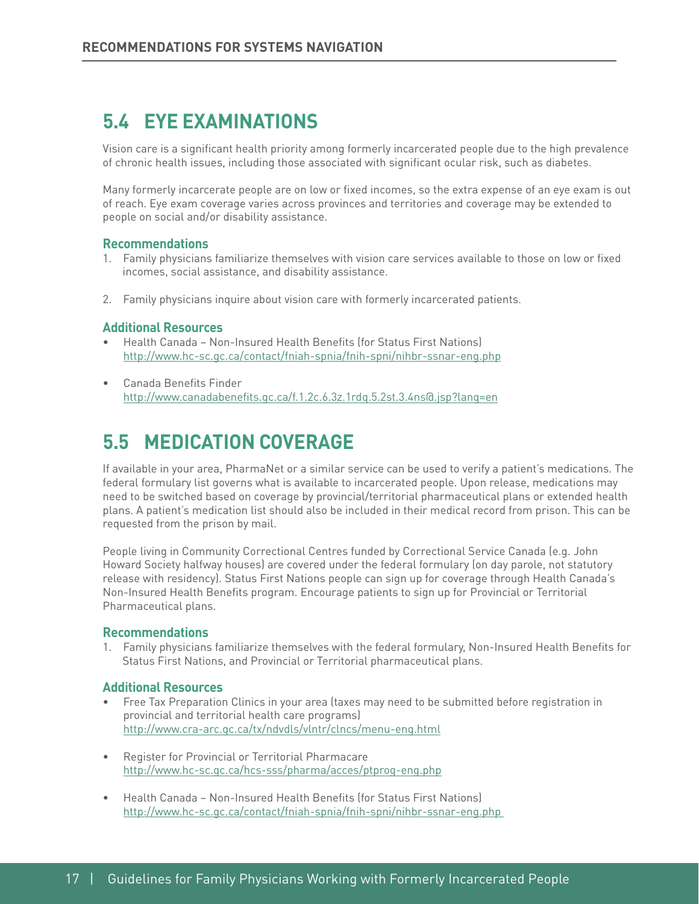## 5.4 EYE EXAMINATIONS

Vision care is a significant health priority among formerly incarcerated people due to the high prevalence of chronic health issues, including those associated with significant ocular risk, such as diabetes.

Many formerly incarcerate people are on low or fixed incomes, so the extra expense of an eye exam is out of reach. Eye exam coverage varies across provinces and territories and coverage may be extended to people on social and/or disability assistance.

### Recommendations

1. Family physicians familiarize themselves with vision care services available to those on low or fixed incomes, social assistance, and disability assistance.

2. Family physicians inquire about vision care with formerly incarcerated patients.

### Additional Resources

- Health Canada – Non-Insured Health Benefits (for Status First Nations)
  http://www.hc-sc.gc.ca/contact/fniah-spnia/fnih-spni/nihbr-ssnar-eng.php

- Canada Benefits Finder
  http://www.canadabenefits.gc.ca/f.1.2c.6.3z.1rdq.5.2st.3.4ns@.jsp?lang=en

## 5.5 MEDICATION COVERAGE

If available in your area, PharmaNet or a similar service can be used to verify a patient's medications. The federal formulary list governs what is available to incarcerated people. Upon release, medications may need to be switched based on coverage by provincial/territorial pharmaceutical plans or extended health plans. A patient's medication list should also be included in their medical record from prison. This can be requested from the prison by mail.

People living in Community Correctional Centres funded by Correctional Service Canada (e.g. John Howard Society halfway houses) are covered under the federal formulary (on day parole, not statutory release with residency). Status First Nations people can sign up for coverage through Health Canada's Non-Insured Health Benefits program. Encourage patients to sign up for Provincial or Territorial Pharmaceutical plans.

### Recommendations

1. Family physicians familiarize themselves with the federal formulary, Non-Insured Health Benefits for Status First Nations, and Provincial or Territorial pharmaceutical plans.

### Additional Resources

- Free Tax Preparation Clinics in your area (taxes may need to be submitted before registration in provincial and territorial health care programs)
  http://www.cra-arc.gc.ca/tx/ndvdls/vlntr/clncs/menu-eng.html

- Register for Provincial or Territorial Pharmacare
  http://www.hc-sc.gc.ca/hcs-sss/pharma/acces/ptprog-eng.php

- Health Canada – Non-Insured Health Benefits (for Status First Nations)
  http://www.hc-sc.gc.ca/contact/fniah-spnia/fnih-spni/nihbr-ssnar-eng.php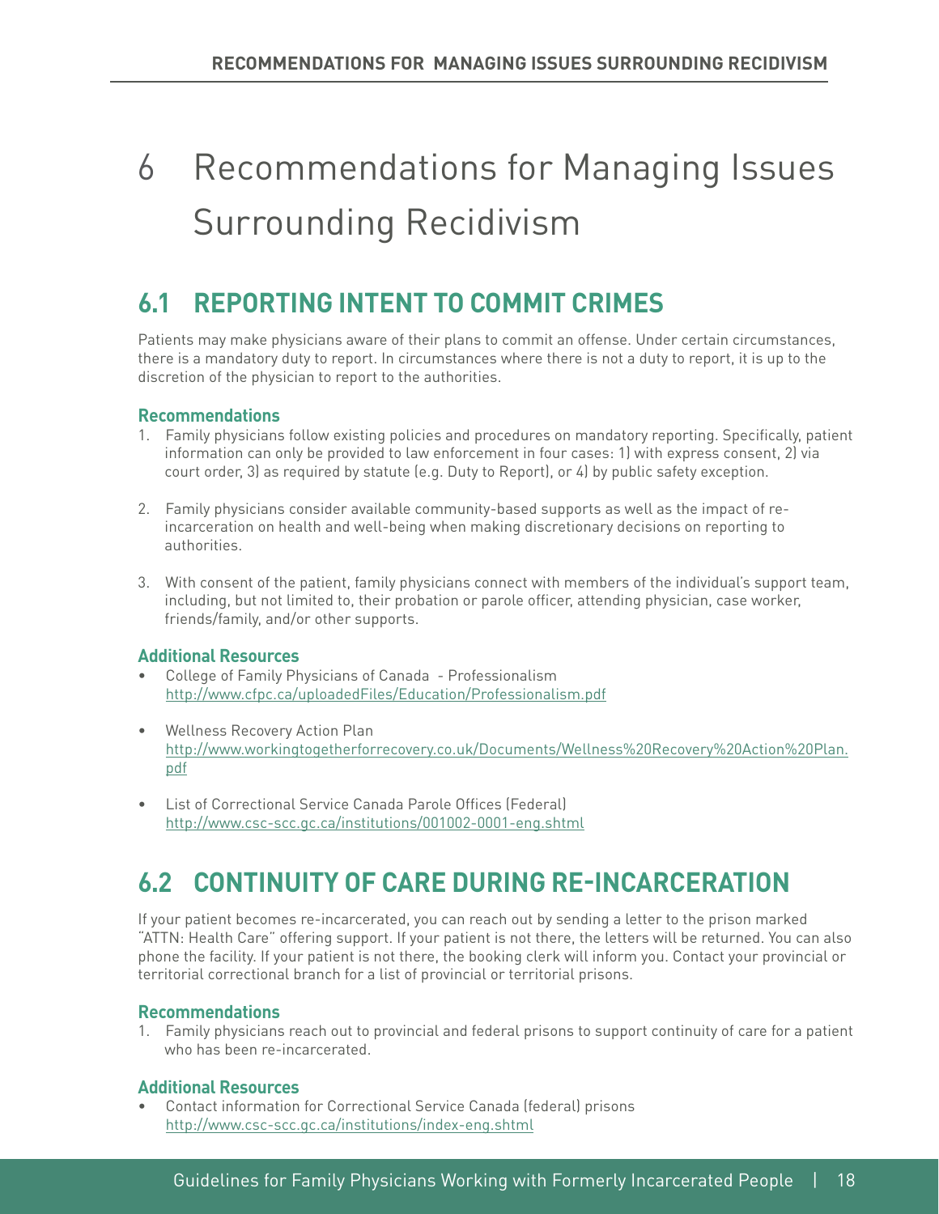# 6 Recommendations for Managing Issues Surrounding Recidivism

## 6.1 REPORTING INTENT TO COMMIT CRIMES

Patients may make physicians aware of their plans to commit an offense. Under certain circumstances, there is a mandatory duty to report. In circumstances where there is not a duty to report, it is up to the discretion of the physician to report to the authorities.

### Recommendations

1. Family physicians follow existing policies and procedures on mandatory reporting. Specifically, patient information can only be provided to law enforcement in four cases: 1) with express consent, 2) via court order, 3) as required by statute (e.g. Duty to Report), or 4) by public safety exception.

2. Family physicians consider available community-based supports as well as the impact of re-incarceration on health and well-being when making discretionary decisions on reporting to authorities.

3. With consent of the patient, family physicians connect with members of the individual's support team, including, but not limited to, their probation or parole officer, attending physician, case worker, friends/family, and/or other supports.

### Additional Resources

- College of Family Physicians of Canada - Professionalism
  http://www.cfpc.ca/uploadedFiles/Education/Professionalism.pdf

- Wellness Recovery Action Plan
  http://www.workingtogetherforrecovery.co.uk/Documents/Wellness%20Recovery%20Action%20Plan.pdf

- List of Correctional Service Canada Parole Offices (Federal)
  http://www.csc-scc.gc.ca/institutions/001002-0001-eng.shtml

## 6.2 CONTINUITY OF CARE DURING RE-INCARCERATION

If your patient becomes re-incarcerated, you can reach out by sending a letter to the prison marked "ATTN: Health Care" offering support. If your patient is not there, the letters will be returned. You can also phone the facility. If your patient is not there, the booking clerk will inform you. Contact your provincial or territorial correctional branch for a list of provincial or territorial prisons.

### Recommendations

1. Family physicians reach out to provincial and federal prisons to support continuity of care for a patient who has been re-incarcerated.

### Additional Resources

- Contact information for Correctional Service Canada (federal) prisons
  http://www.csc-scc.gc.ca/institutions/index-eng.shtml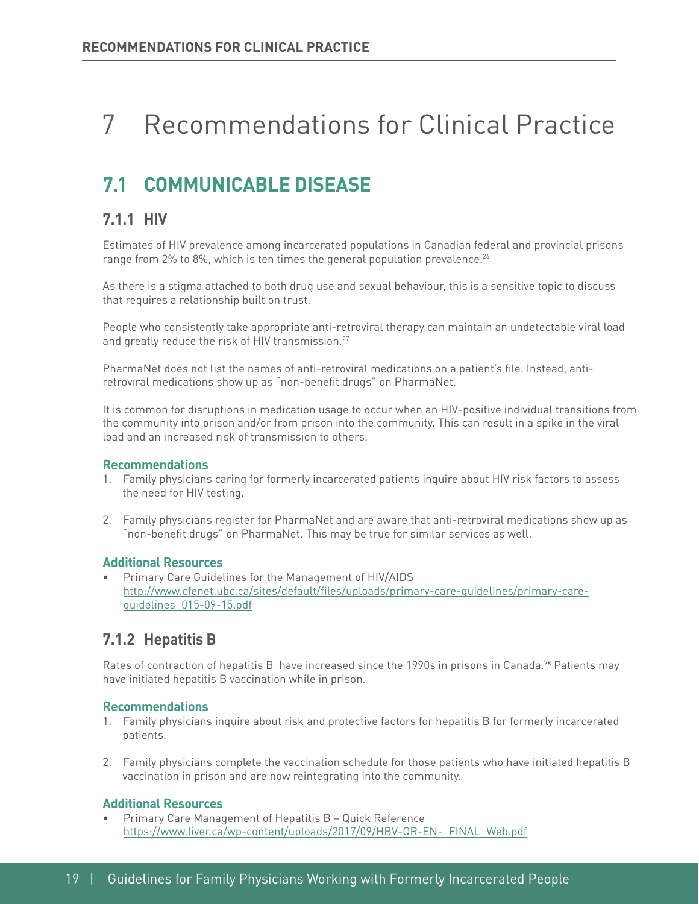# 7 Recommendations for Clinical Practice

## 7.1 COMMUNICABLE DISEASE

### 7.1.1 HIV

Estimates of HIV prevalence among incarcerated populations in Canadian federal and provincial prisons range from 2% to 8%, which is ten times the general population prevalence.[26]

As there is a stigma attached to both drug use and sexual behaviour, this is a sensitive topic to discuss that requires a relationship built on trust.

People who consistently take appropriate anti-retroviral therapy can maintain an undetectable viral load and greatly reduce the risk of HIV transmission.[27]

PharmaNet does not list the names of anti-retroviral medications on a patient's file. Instead, anti-retroviral medications show up as "non-benefit drugs" on PharmaNet.

It is common for disruptions in medication usage to occur when an HIV-positive individual transitions from the community into prison and/or from prison into the community. This can result in a spike in the viral load and an increased risk of transmission to others.

#### Recommendations

1. Family physicians caring for formerly incarcerated patients inquire about HIV risk factors to assess the need for HIV testing.
2. Family physicians register for PharmaNet and are aware that anti-retroviral medications show up as "non-benefit drugs" on PharmaNet. This may be true for similar services as well.

#### Additional Resources

- Primary Care Guidelines for the Management of HIV/AIDS
  http://www.cfenet.ubc.ca/sites/default/files/uploads/primary-care-guidelines/primary-care-guidelines_015-09-15.pdf

### 7.1.2 Hepatitis B

Rates of contraction of hepatitis B have increased since the 1990s in prisons in Canada.[28] Patients may have initiated hepatitis B vaccination while in prison.

#### Recommendations

1. Family physicians inquire about risk and protective factors for hepatitis B for formerly incarcerated patients.
2. Family physicians complete the vaccination schedule for those patients who have initiated hepatitis B vaccination in prison and are now reintegrating into the community.

#### Additional Resources

- Primary Care Management of Hepatitis B – Quick Reference
  https://www.liver.ca/wp-content/uploads/2017/09/HBV-QR-EN-_FINAL_Web.pdf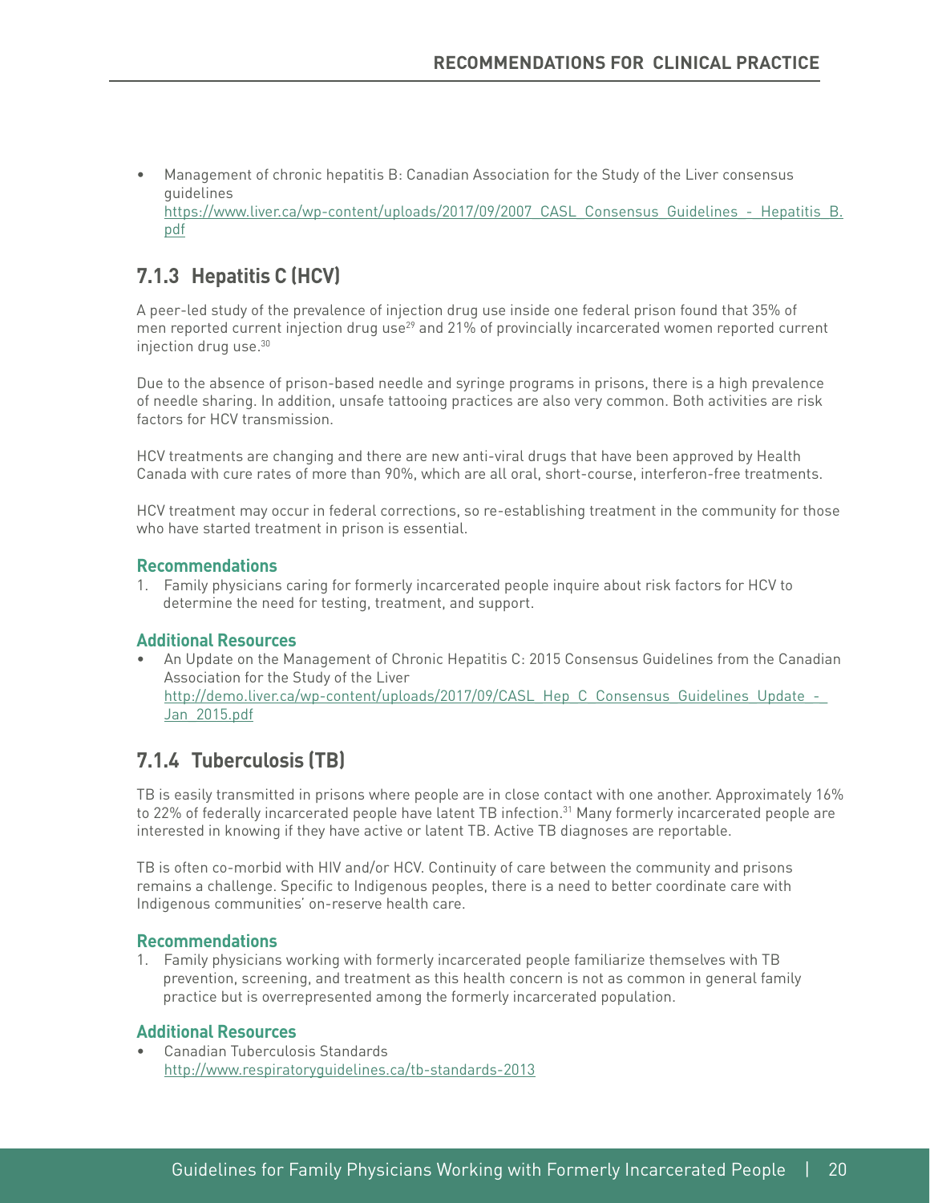- Management of chronic hepatitis B: Canadian Association for the Study of the Liver consensus guidelines
  https://www.liver.ca/wp-content/uploads/2017/09/2007_CASL_Consensus_Guidelines_-_Hepatitis_B.pdf

## 7.1.3 Hepatitis C (HCV)

A peer-led study of the prevalence of injection drug use inside one federal prison found that 35% of men reported current injection drug use[29] and 21% of provincially incarcerated women reported current injection drug use.[30]

Due to the absence of prison-based needle and syringe programs in prisons, there is a high prevalence of needle sharing. In addition, unsafe tattooing practices are also very common. Both activities are risk factors for HCV transmission.

HCV treatments are changing and there are new anti-viral drugs that have been approved by Health Canada with cure rates of more than 90%, which are all oral, short-course, interferon-free treatments.

HCV treatment may occur in federal corrections, so re-establishing treatment in the community for those who have started treatment in prison is essential.

### Recommendations

1. Family physicians caring for formerly incarcerated people inquire about risk factors for HCV to determine the need for testing, treatment, and support.

### Additional Resources

- An Update on the Management of Chronic Hepatitis C: 2015 Consensus Guidelines from the Canadian Association for the Study of the Liver
  http://demo.liver.ca/wp-content/uploads/2017/09/CASL_Hep_C_Consensus_Guidelines_Update_-_Jan_2015.pdf

## 7.1.4 Tuberculosis (TB)

TB is easily transmitted in prisons where people are in close contact with one another. Approximately 16% to 22% of federally incarcerated people have latent TB infection.[31] Many formerly incarcerated people are interested in knowing if they have active or latent TB. Active TB diagnoses are reportable.

TB is often co-morbid with HIV and/or HCV. Continuity of care between the community and prisons remains a challenge. Specific to Indigenous peoples, there is a need to better coordinate care with Indigenous communities' on-reserve health care.

### Recommendations

1. Family physicians working with formerly incarcerated people familiarize themselves with TB prevention, screening, and treatment as this health concern is not as common in general family practice but is overrepresented among the formerly incarcerated population.

### Additional Resources

- Canadian Tuberculosis Standards
  http://www.respiratoryguidelines.ca/tb-standards-2013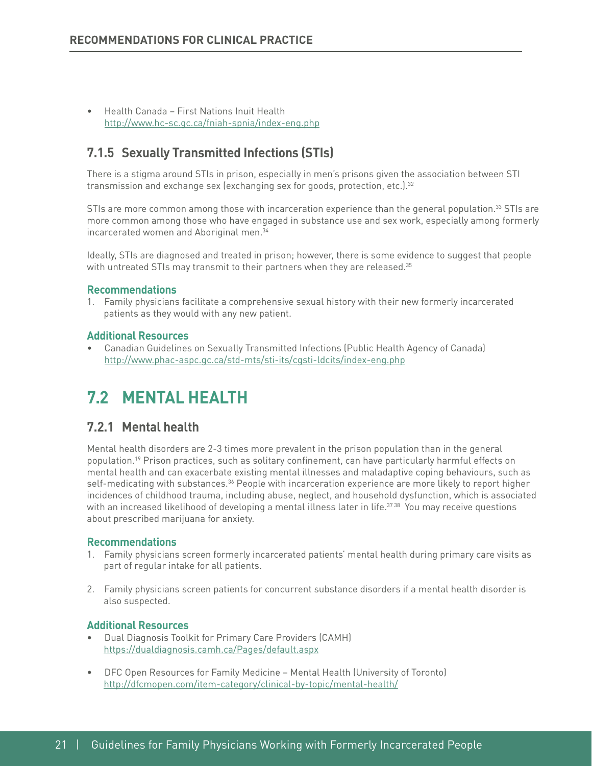- Health Canada – First Nations Inuit Health
  http://www.hc-sc.gc.ca/fniah-spnia/index-eng.php

### 7.1.5 Sexually Transmitted Infections (STIs)

There is a stigma around STIs in prison, especially in men's prisons given the association between STI transmission and exchange sex (exchanging sex for goods, protection, etc.).[32]

STIs are more common among those with incarceration experience than the general population.[33] STIs are more common among those who have engaged in substance use and sex work, especially among formerly incarcerated women and Aboriginal men.[34]

Ideally, STIs are diagnosed and treated in prison; however, there is some evidence to suggest that people with untreated STIs may transmit to their partners when they are released.[35]

#### Recommendations

1. Family physicians facilitate a comprehensive sexual history with their new formerly incarcerated patients as they would with any new patient.

#### Additional Resources

- Canadian Guidelines on Sexually Transmitted Infections (Public Health Agency of Canada)
  http://www.phac-aspc.gc.ca/std-mts/sti-its/cgsti-ldcits/index-eng.php

## 7.2 MENTAL HEALTH

### 7.2.1 Mental health

Mental health disorders are 2-3 times more prevalent in the prison population than in the general population.[19] Prison practices, such as solitary confinement, can have particularly harmful effects on mental health and can exacerbate existing mental illnesses and maladaptive coping behaviours, such as self-medicating with substances.[36] People with incarceration experience are more likely to report higher incidences of childhood trauma, including abuse, neglect, and household dysfunction, which is associated with an increased likelihood of developing a mental illness later in life.[37,38] You may receive questions about prescribed marijuana for anxiety.

#### Recommendations

1. Family physicians screen formerly incarcerated patients' mental health during primary care visits as part of regular intake for all patients.

2. Family physicians screen patients for concurrent substance disorders if a mental health disorder is also suspected.

#### Additional Resources

- Dual Diagnosis Toolkit for Primary Care Providers (CAMH)
  https://dualdiagnosis.camh.ca/Pages/default.aspx

- DFC Open Resources for Family Medicine – Mental Health (University of Toronto)
  http://dfcmopen.com/item-category/clinical-by-topic/mental-health/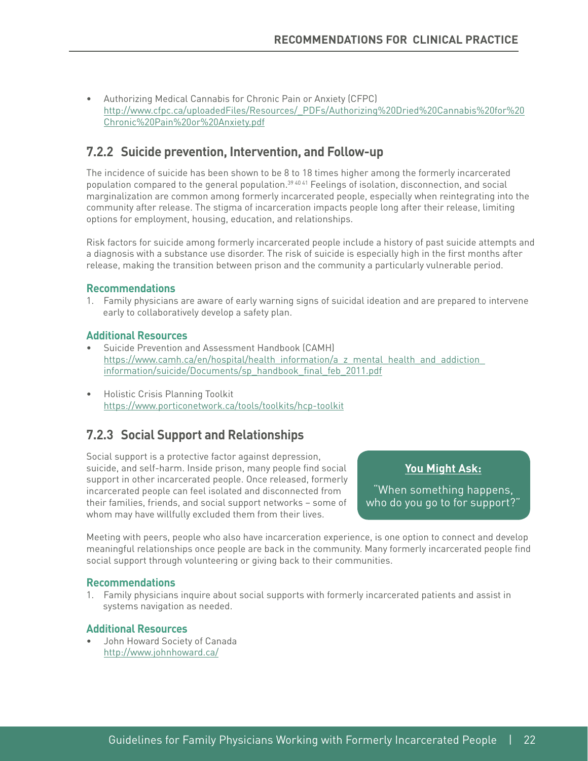- Authorizing Medical Cannabis for Chronic Pain or Anxiety (CFPC)
  http://www.cfpc.ca/uploadedFiles/Resources/_PDFs/Authorizing%20Dried%20Cannabis%20for%20Chronic%20Pain%20or%20Anxiety.pdf

## 7.2.2 Suicide prevention, Intervention, and Follow-up

The incidence of suicide has been shown to be 8 to 18 times higher among the formerly incarcerated population compared to the general population.[39 40 41] Feelings of isolation, disconnection, and social marginalization are common among formerly incarcerated people, especially when reintegrating into the community after release. The stigma of incarceration impacts people long after their release, limiting options for employment, housing, education, and relationships.

Risk factors for suicide among formerly incarcerated people include a history of past suicide attempts and a diagnosis with a substance use disorder. The risk of suicide is especially high in the first months after release, making the transition between prison and the community a particularly vulnerable period.

### Recommendations

1. Family physicians are aware of early warning signs of suicidal ideation and are prepared to intervene early to collaboratively develop a safety plan.

### Additional Resources

- Suicide Prevention and Assessment Handbook (CAMH)
  https://www.camh.ca/en/hospital/health_information/a_z_mental_health_and_addiction_information/suicide/Documents/sp_handbook_final_feb_2011.pdf
- Holistic Crisis Planning Toolkit
  https://www.porticonetwork.ca/tools/toolkits/hcp-toolkit

## 7.2.3 Social Support and Relationships

Social support is a protective factor against depression, suicide, and self-harm. Inside prison, many people find social support in other incarcerated people. Once released, formerly incarcerated people can feel isolated and disconnected from their families, friends, and social support networks – some of whom may have willfully excluded them from their lives.

**You Might Ask:**

"When something happens, who do you go to for support?"

Meeting with peers, people who also have incarceration experience, is one option to connect and develop meaningful relationships once people are back in the community. Many formerly incarcerated people find social support through volunteering or giving back to their communities.

### Recommendations

1. Family physicians inquire about social supports with formerly incarcerated patients and assist in systems navigation as needed.

### Additional Resources

- John Howard Society of Canada
  http://www.johnhoward.ca/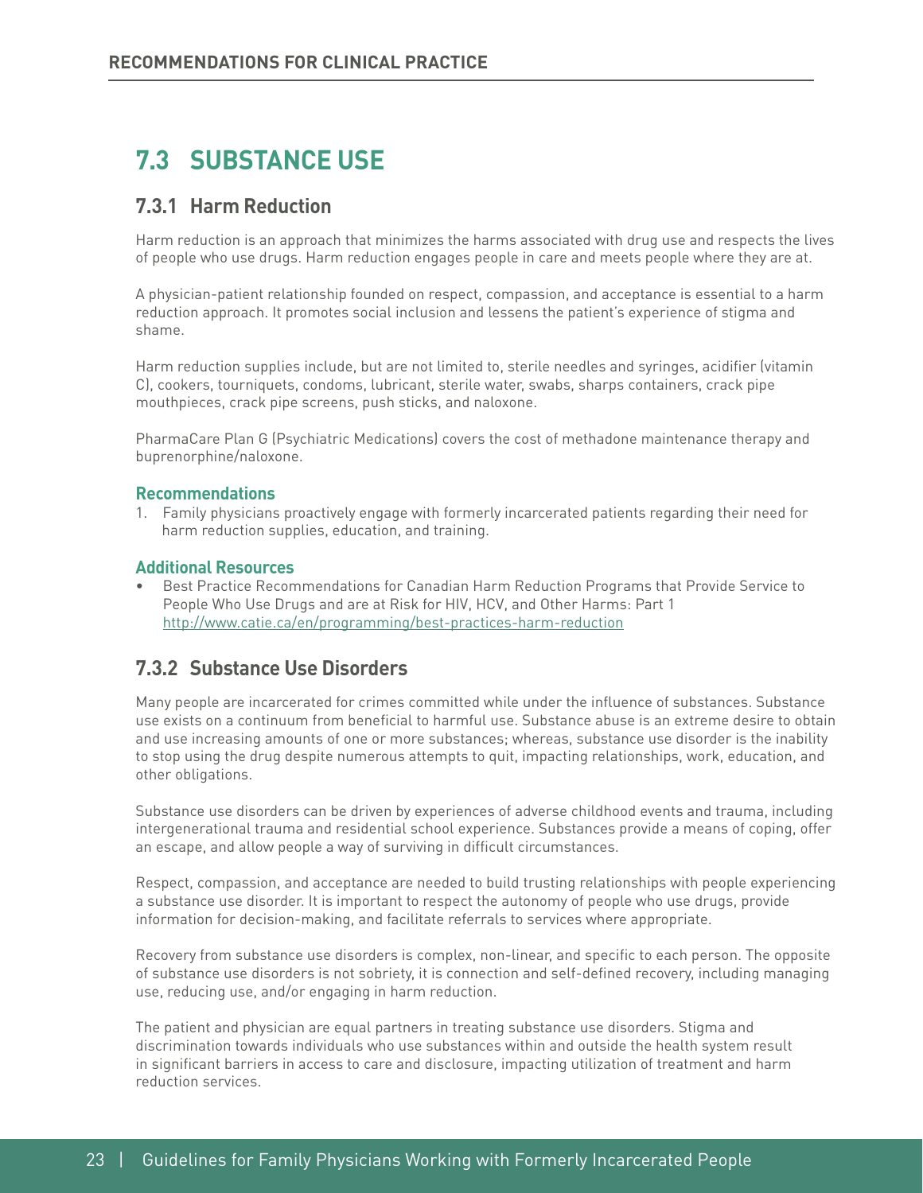## 7.3 SUBSTANCE USE

### 7.3.1 Harm Reduction

Harm reduction is an approach that minimizes the harms associated with drug use and respects the lives of people who use drugs. Harm reduction engages people in care and meets people where they are at.

A physician-patient relationship founded on respect, compassion, and acceptance is essential to a harm reduction approach. It promotes social inclusion and lessens the patient's experience of stigma and shame.

Harm reduction supplies include, but are not limited to, sterile needles and syringes, acidifier (vitamin C), cookers, tourniquets, condoms, lubricant, sterile water, swabs, sharps containers, crack pipe mouthpieces, crack pipe screens, push sticks, and naloxone.

PharmaCare Plan G (Psychiatric Medications) covers the cost of methadone maintenance therapy and buprenorphine/naloxone.

#### Recommendations

1. Family physicians proactively engage with formerly incarcerated patients regarding their need for harm reduction supplies, education, and training.

#### Additional Resources

- Best Practice Recommendations for Canadian Harm Reduction Programs that Provide Service to People Who Use Drugs and are at Risk for HIV, HCV, and Other Harms: Part 1 http://www.catie.ca/en/programming/best-practices-harm-reduction

### 7.3.2 Substance Use Disorders

Many people are incarcerated for crimes committed while under the influence of substances. Substance use exists on a continuum from beneficial to harmful use. Substance abuse is an extreme desire to obtain and use increasing amounts of one or more substances; whereas, substance use disorder is the inability to stop using the drug despite numerous attempts to quit, impacting relationships, work, education, and other obligations.

Substance use disorders can be driven by experiences of adverse childhood events and trauma, including intergenerational trauma and residential school experience. Substances provide a means of coping, offer an escape, and allow people a way of surviving in difficult circumstances.

Respect, compassion, and acceptance are needed to build trusting relationships with people experiencing a substance use disorder. It is important to respect the autonomy of people who use drugs, provide information for decision-making, and facilitate referrals to services where appropriate.

Recovery from substance use disorders is complex, non-linear, and specific to each person. The opposite of substance use disorders is not sobriety, it is connection and self-defined recovery, including managing use, reducing use, and/or engaging in harm reduction.

The patient and physician are equal partners in treating substance use disorders. Stigma and discrimination towards individuals who use substances within and outside the health system result in significant barriers in access to care and disclosure, impacting utilization of treatment and harm reduction services.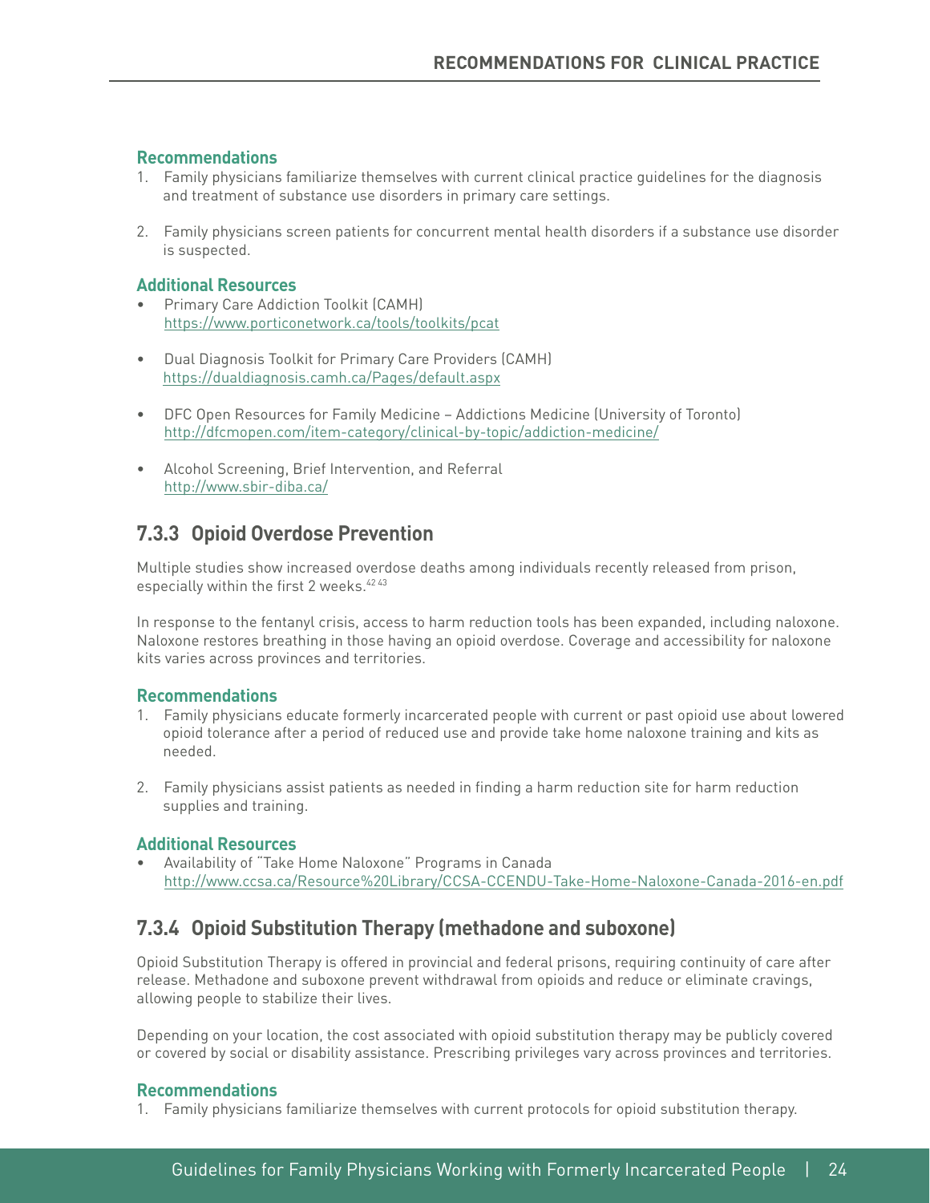#### Recommendations

1. Family physicians familiarize themselves with current clinical practice guidelines for the diagnosis and treatment of substance use disorders in primary care settings.

2. Family physicians screen patients for concurrent mental health disorders if a substance use disorder is suspected.

#### Additional Resources

- Primary Care Addiction Toolkit (CAMH)
  https://www.porticonetwork.ca/tools/toolkits/pcat

- Dual Diagnosis Toolkit for Primary Care Providers (CAMH)
  https://dualdiagnosis.camh.ca/Pages/default.aspx

- DFC Open Resources for Family Medicine – Addictions Medicine (University of Toronto)
  http://dfcmopen.com/item-category/clinical-by-topic/addiction-medicine/

- Alcohol Screening, Brief Intervention, and Referral
  http://www.sbir-diba.ca/

### 7.3.3 Opioid Overdose Prevention

Multiple studies show increased overdose deaths among individuals recently released from prison, especially within the first 2 weeks.[42 43]

In response to the fentanyl crisis, access to harm reduction tools has been expanded, including naloxone. Naloxone restores breathing in those having an opioid overdose. Coverage and accessibility for naloxone kits varies across provinces and territories.

#### Recommendations

1. Family physicians educate formerly incarcerated people with current or past opioid use about lowered opioid tolerance after a period of reduced use and provide take home naloxone training and kits as needed.

2. Family physicians assist patients as needed in finding a harm reduction site for harm reduction supplies and training.

#### Additional Resources

- Availability of "Take Home Naloxone" Programs in Canada
  http://www.ccsa.ca/Resource%20Library/CCSA-CCENDU-Take-Home-Naloxone-Canada-2016-en.pdf

### 7.3.4 Opioid Substitution Therapy (methadone and suboxone)

Opioid Substitution Therapy is offered in provincial and federal prisons, requiring continuity of care after release. Methadone and suboxone prevent withdrawal from opioids and reduce or eliminate cravings, allowing people to stabilize their lives.

Depending on your location, the cost associated with opioid substitution therapy may be publicly covered or covered by social or disability assistance. Prescribing privileges vary across provinces and territories.

#### Recommendations

1. Family physicians familiarize themselves with current protocols for opioid substitution therapy.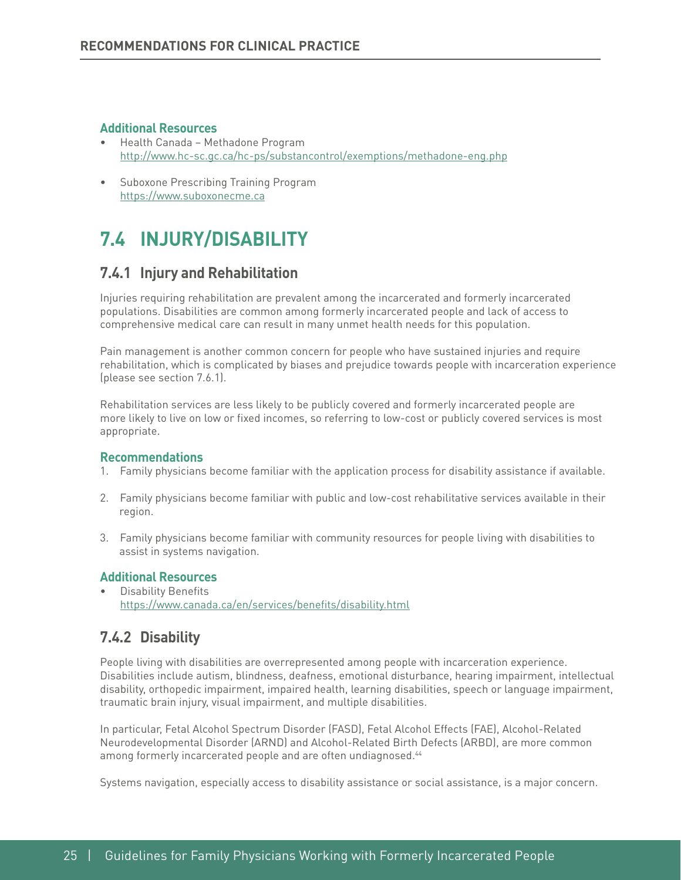### Additional Resources

- Health Canada – Methadone Program
  http://www.hc-sc.gc.ca/hc-ps/substancontrol/exemptions/methadone-eng.php

- Suboxone Prescribing Training Program
  https://www.suboxonecme.ca

# 7.4 INJURY/DISABILITY

## 7.4.1 Injury and Rehabilitation

Injuries requiring rehabilitation are prevalent among the incarcerated and formerly incarcerated populations. Disabilities are common among formerly incarcerated people and lack of access to comprehensive medical care can result in many unmet health needs for this population.

Pain management is another common concern for people who have sustained injuries and require rehabilitation, which is complicated by biases and prejudice towards people with incarceration experience (please see section 7.6.1).

Rehabilitation services are less likely to be publicly covered and formerly incarcerated people are more likely to live on low or fixed incomes, so referring to low-cost or publicly covered services is most appropriate.

### Recommendations

1. Family physicians become familiar with the application process for disability assistance if available.

2. Family physicians become familiar with public and low-cost rehabilitative services available in their region.

3. Family physicians become familiar with community resources for people living with disabilities to assist in systems navigation.

### Additional Resources

- Disability Benefits
  https://www.canada.ca/en/services/benefits/disability.html

## 7.4.2 Disability

People living with disabilities are overrepresented among people with incarceration experience. Disabilities include autism, blindness, deafness, emotional disturbance, hearing impairment, intellectual disability, orthopedic impairment, impaired health, learning disabilities, speech or language impairment, traumatic brain injury, visual impairment, and multiple disabilities.

In particular, Fetal Alcohol Spectrum Disorder (FASD), Fetal Alcohol Effects (FAE), Alcohol-Related Neurodevelopmental Disorder (ARND) and Alcohol-Related Birth Defects (ARBD), are more common among formerly incarcerated people and are often undiagnosed.[44]

Systems navigation, especially access to disability assistance or social assistance, is a major concern.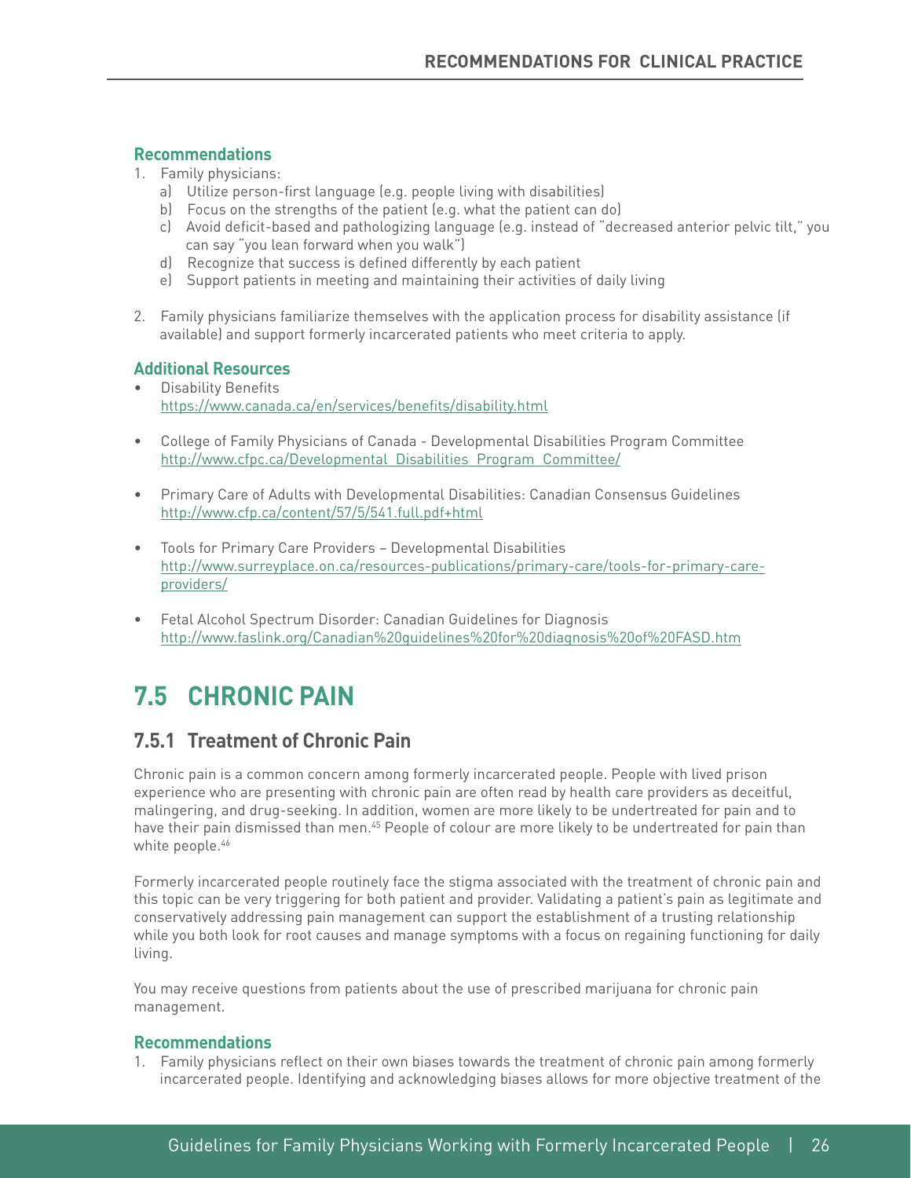### Recommendations

1. Family physicians:
   a) Utilize person-first language (e.g. people living with disabilities)
   b) Focus on the strengths of the patient (e.g. what the patient can do)
   c) Avoid deficit-based and pathologizing language (e.g. instead of "decreased anterior pelvic tilt," you can say "you lean forward when you walk")
   d) Recognize that success is defined differently by each patient
   e) Support patients in meeting and maintaining their activities of daily living

2. Family physicians familiarize themselves with the application process for disability assistance (if available) and support formerly incarcerated patients who meet criteria to apply.

### Additional Resources

- Disability Benefits
  https://www.canada.ca/en/services/benefits/disability.html

- College of Family Physicians of Canada - Developmental Disabilities Program Committee
  http://www.cfpc.ca/Developmental_Disabilities_Program_Committee/

- Primary Care of Adults with Developmental Disabilities: Canadian Consensus Guidelines
  http://www.cfp.ca/content/57/5/541.full.pdf+html

- Tools for Primary Care Providers – Developmental Disabilities
  http://www.surreyplace.on.ca/resources-publications/primary-care/tools-for-primary-care-providers/

- Fetal Alcohol Spectrum Disorder: Canadian Guidelines for Diagnosis
  http://www.faslink.org/Canadian%20guidelines%20for%20diagnosis%20of%20FASD.htm

# 7.5 CHRONIC PAIN

## 7.5.1 Treatment of Chronic Pain

Chronic pain is a common concern among formerly incarcerated people. People with lived prison experience who are presenting with chronic pain are often read by health care providers as deceitful, malingering, and drug-seeking. In addition, women are more likely to be undertreated for pain and to have their pain dismissed than men.[45] People of colour are more likely to be undertreated for pain than white people.[46]

Formerly incarcerated people routinely face the stigma associated with the treatment of chronic pain and this topic can be very triggering for both patient and provider. Validating a patient's pain as legitimate and conservatively addressing pain management can support the establishment of a trusting relationship while you both look for root causes and manage symptoms with a focus on regaining functioning for daily living.

You may receive questions from patients about the use of prescribed marijuana for chronic pain management.

### Recommendations

1. Family physicians reflect on their own biases towards the treatment of chronic pain among formerly incarcerated people. Identifying and acknowledging biases allows for more objective treatment of the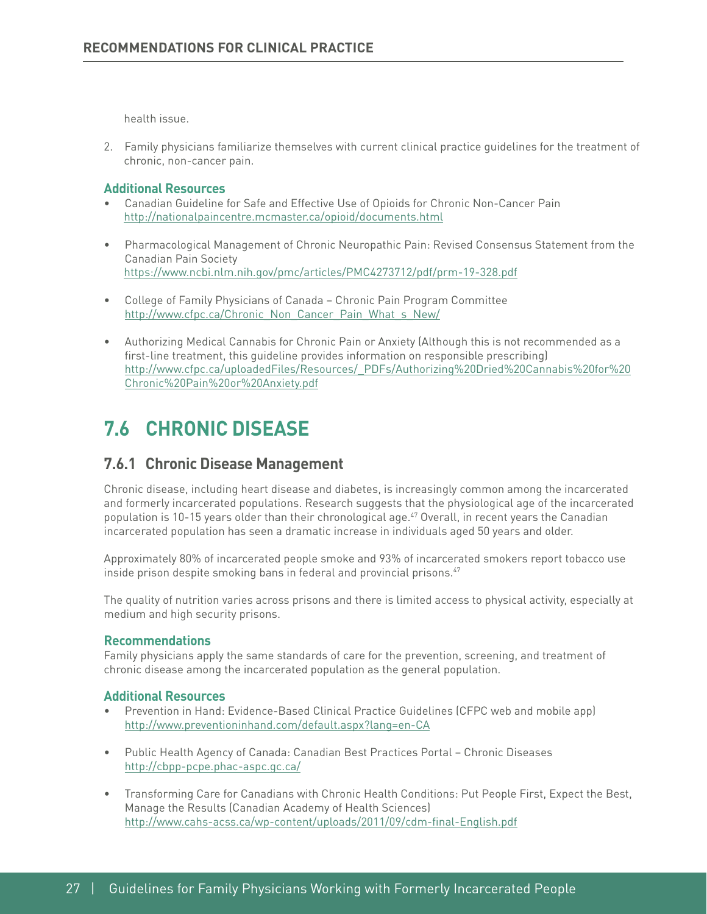health issue.

2. Family physicians familiarize themselves with current clinical practice guidelines for the treatment of chronic, non-cancer pain.

**Additional Resources**

- Canadian Guideline for Safe and Effective Use of Opioids for Chronic Non-Cancer Pain
  http://nationalpaincentre.mcmaster.ca/opioid/documents.html
- Pharmacological Management of Chronic Neuropathic Pain: Revised Consensus Statement from the Canadian Pain Society
  https://www.ncbi.nlm.nih.gov/pmc/articles/PMC4273712/pdf/prm-19-328.pdf
- College of Family Physicians of Canada – Chronic Pain Program Committee
  http://www.cfpc.ca/Chronic_Non_Cancer_Pain_What_s_New/
- Authorizing Medical Cannabis for Chronic Pain or Anxiety (Although this is not recommended as a first-line treatment, this guideline provides information on responsible prescribing)
  http://www.cfpc.ca/uploadedFiles/Resources/_PDFs/Authorizing%20Dried%20Cannabis%20for%20Chronic%20Pain%20or%20Anxiety.pdf

# 7.6 CHRONIC DISEASE

## 7.6.1 Chronic Disease Management

Chronic disease, including heart disease and diabetes, is increasingly common among the incarcerated and formerly incarcerated populations. Research suggests that the physiological age of the incarcerated population is 10-15 years older than their chronological age.[47] Overall, in recent years the Canadian incarcerated population has seen a dramatic increase in individuals aged 50 years and older.

Approximately 80% of incarcerated people smoke and 93% of incarcerated smokers report tobacco use inside prison despite smoking bans in federal and provincial prisons.[47]

The quality of nutrition varies across prisons and there is limited access to physical activity, especially at medium and high security prisons.

**Recommendations**

Family physicians apply the same standards of care for the prevention, screening, and treatment of chronic disease among the incarcerated population as the general population.

**Additional Resources**

- Prevention in Hand: Evidence-Based Clinical Practice Guidelines (CFPC web and mobile app)
  http://www.preventioninhand.com/default.aspx?lang=en-CA
- Public Health Agency of Canada: Canadian Best Practices Portal – Chronic Diseases
  http://cbpp-pcpe.phac-aspc.gc.ca/
- Transforming Care for Canadians with Chronic Health Conditions: Put People First, Expect the Best, Manage the Results (Canadian Academy of Health Sciences)
  http://www.cahs-acss.ca/wp-content/uploads/2011/09/cdm-final-English.pdf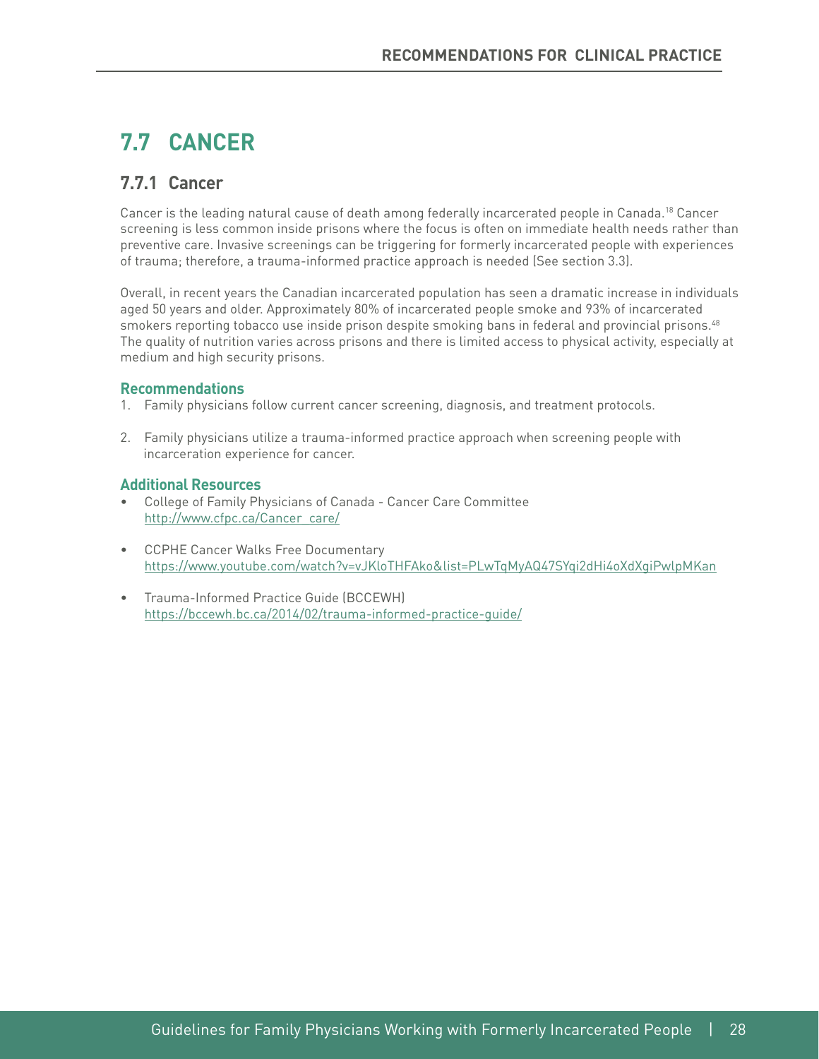## 7.7 CANCER

### 7.7.1 Cancer

Cancer is the leading natural cause of death among federally incarcerated people in Canada.[18] Cancer screening is less common inside prisons where the focus is often on immediate health needs rather than preventive care. Invasive screenings can be triggering for formerly incarcerated people with experiences of trauma; therefore, a trauma-informed practice approach is needed (See section 3.3).

Overall, in recent years the Canadian incarcerated population has seen a dramatic increase in individuals aged 50 years and older. Approximately 80% of incarcerated people smoke and 93% of incarcerated smokers reporting tobacco use inside prison despite smoking bans in federal and provincial prisons.[48] The quality of nutrition varies across prisons and there is limited access to physical activity, especially at medium and high security prisons.

#### Recommendations

1. Family physicians follow current cancer screening, diagnosis, and treatment protocols.

2. Family physicians utilize a trauma-informed practice approach when screening people with incarceration experience for cancer.

#### Additional Resources

- College of Family Physicians of Canada - Cancer Care Committee
  http://www.cfpc.ca/Cancer_care/

- CCPHE Cancer Walks Free Documentary
  https://www.youtube.com/watch?v=vJKloTHFAko&list=PLwTqMyAQ47SYqi2dHi4oXdXgiPwlpMKan

- Trauma-Informed Practice Guide (BCCEWH)
  https://bccewh.bc.ca/2014/02/trauma-informed-practice-guide/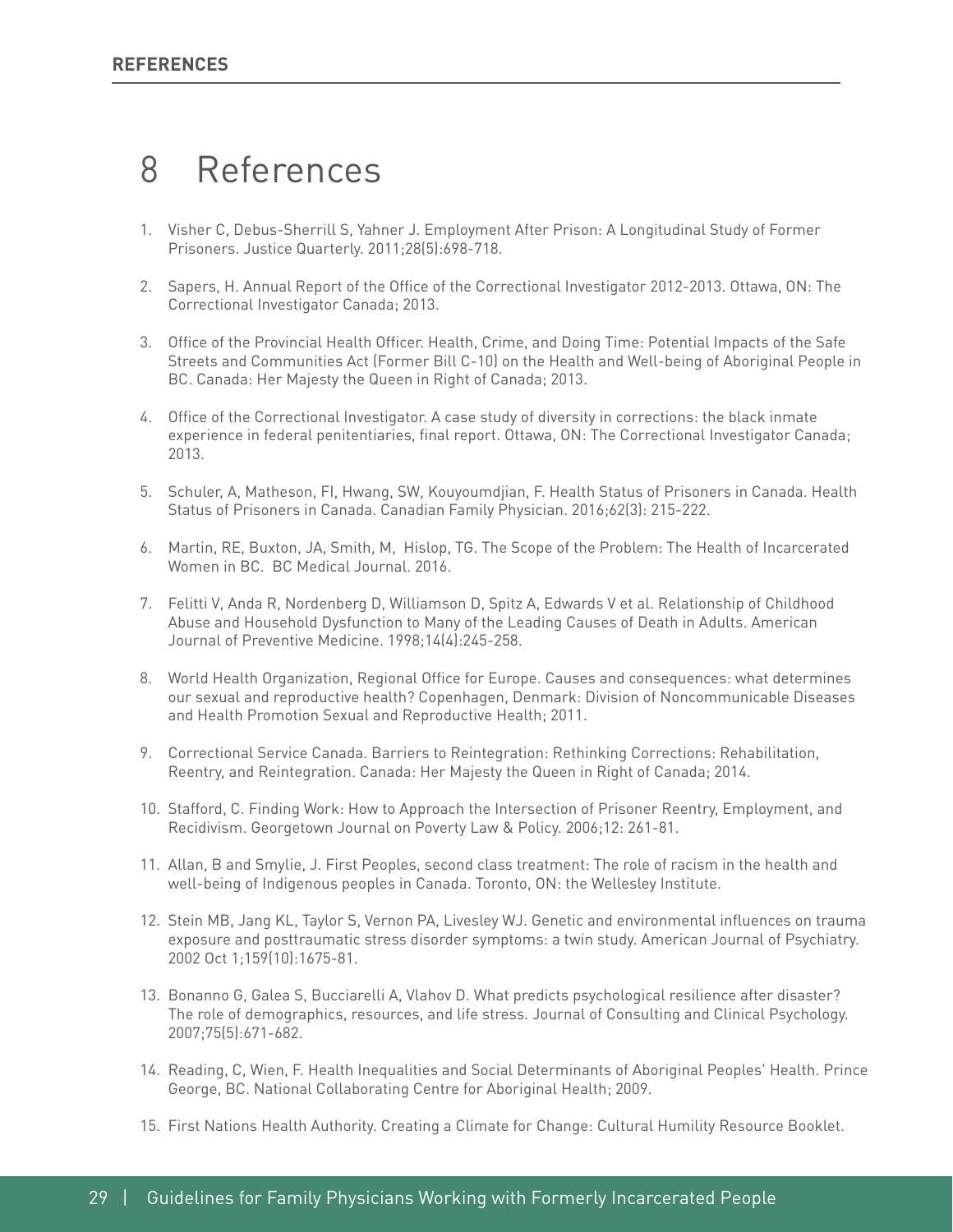# 8 References

1. Visher C, Debus-Sherrill S, Yahner J. Employment After Prison: A Longitudinal Study of Former Prisoners. Justice Quarterly. 2011;28(5):698-718.
2. Sapers, H. Annual Report of the Office of the Correctional Investigator 2012-2013. Ottawa, ON: The Correctional Investigator Canada; 2013.
3. Office of the Provincial Health Officer. Health, Crime, and Doing Time: Potential Impacts of the Safe Streets and Communities Act (Former Bill C-10) on the Health and Well-being of Aboriginal People in BC. Canada: Her Majesty the Queen in Right of Canada; 2013.
4. Office of the Correctional Investigator. A case study of diversity in corrections: the black inmate experience in federal penitentiaries, final report. Ottawa, ON: The Correctional Investigator Canada; 2013.
5. Schuler, A, Matheson, FI, Hwang, SW, Kouyoumdjian, F. Health Status of Prisoners in Canada. Health Status of Prisoners in Canada. Canadian Family Physician. 2016;62(3): 215-222.
6. Martin, RE, Buxton, JA, Smith, M, Hislop, TG. The Scope of the Problem: The Health of Incarcerated Women in BC. BC Medical Journal. 2016.
7. Felitti V, Anda R, Nordenberg D, Williamson D, Spitz A, Edwards V et al. Relationship of Childhood Abuse and Household Dysfunction to Many of the Leading Causes of Death in Adults. American Journal of Preventive Medicine. 1998;14(4):245-258.
8. World Health Organization, Regional Office for Europe. Causes and consequences: what determines our sexual and reproductive health? Copenhagen, Denmark: Division of Noncommunicable Diseases and Health Promotion Sexual and Reproductive Health; 2011.
9. Correctional Service Canada. Barriers to Reintegration: Rethinking Corrections: Rehabilitation, Reentry, and Reintegration. Canada: Her Majesty the Queen in Right of Canada; 2014.
10. Stafford, C. Finding Work: How to Approach the Intersection of Prisoner Reentry, Employment, and Recidivism. Georgetown Journal on Poverty Law & Policy. 2006;12: 261-81.
11. Allan, B and Smylie, J. First Peoples, second class treatment: The role of racism in the health and well-being of Indigenous peoples in Canada. Toronto, ON: the Wellesley Institute.
12. Stein MB, Jang KL, Taylor S, Vernon PA, Livesley WJ. Genetic and environmental influences on trauma exposure and posttraumatic stress disorder symptoms: a twin study. American Journal of Psychiatry. 2002 Oct 1;159(10):1675-81.
13. Bonanno G, Galea S, Bucciarelli A, Vlahov D. What predicts psychological resilience after disaster? The role of demographics, resources, and life stress. Journal of Consulting and Clinical Psychology. 2007;75(5):671-682.
14. Reading, C, Wien, F. Health Inequalities and Social Determinants of Aboriginal Peoples' Health. Prince George, BC. National Collaborating Centre for Aboriginal Health; 2009.
15. First Nations Health Authority. Creating a Climate for Change: Cultural Humility Resource Booklet.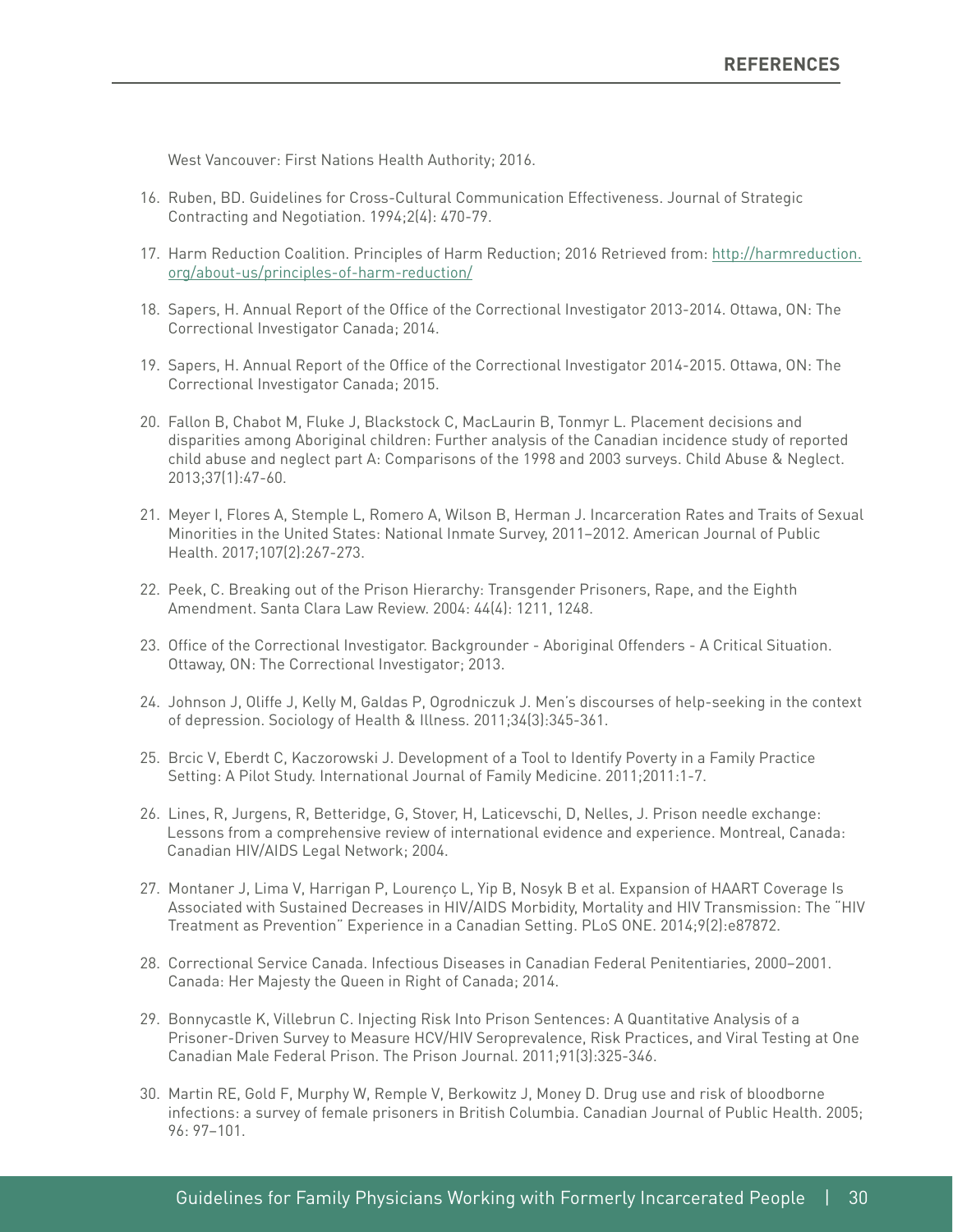West Vancouver: First Nations Health Authority; 2016.

16. Ruben, BD. Guidelines for Cross-Cultural Communication Effectiveness. Journal of Strategic Contracting and Negotiation. 1994;2(4): 470-79.

17. Harm Reduction Coalition. Principles of Harm Reduction; 2016 Retrieved from: [http://harmreduction.org/about-us/principles-of-harm-reduction/](http://harmreduction.org/about-us/principles-of-harm-reduction/)

18. Sapers, H. Annual Report of the Office of the Correctional Investigator 2013-2014. Ottawa, ON: The Correctional Investigator Canada; 2014.

19. Sapers, H. Annual Report of the Office of the Correctional Investigator 2014-2015. Ottawa, ON: The Correctional Investigator Canada; 2015.

20. Fallon B, Chabot M, Fluke J, Blackstock C, MacLaurin B, Tonmyr L. Placement decisions and disparities among Aboriginal children: Further analysis of the Canadian incidence study of reported child abuse and neglect part A: Comparisons of the 1998 and 2003 surveys. Child Abuse & Neglect. 2013;37(1):47-60.

21. Meyer I, Flores A, Stemple L, Romero A, Wilson B, Herman J. Incarceration Rates and Traits of Sexual Minorities in the United States: National Inmate Survey, 2011–2012. American Journal of Public Health. 2017;107(2):267-273.

22. Peek, C. Breaking out of the Prison Hierarchy: Transgender Prisoners, Rape, and the Eighth Amendment. Santa Clara Law Review. 2004: 44(4): 1211, 1248.

23. Office of the Correctional Investigator. Backgrounder - Aboriginal Offenders - A Critical Situation. Ottaway, ON: The Correctional Investigator; 2013.

24. Johnson J, Oliffe J, Kelly M, Galdas P, Ogrodniczuk J. Men's discourses of help-seeking in the context of depression. Sociology of Health & Illness. 2011;34(3):345-361.

25. Brcic V, Eberdt C, Kaczorowski J. Development of a Tool to Identify Poverty in a Family Practice Setting: A Pilot Study. International Journal of Family Medicine. 2011;2011:1-7.

26. Lines, R, Jurgens, R, Betteridge, G, Stover, H, Laticevschi, D, Nelles, J. Prison needle exchange: Lessons from a comprehensive review of international evidence and experience. Montreal, Canada: Canadian HIV/AIDS Legal Network; 2004.

27. Montaner J, Lima V, Harrigan P, Lourenço L, Yip B, Nosyk B et al. Expansion of HAART Coverage Is Associated with Sustained Decreases in HIV/AIDS Morbidity, Mortality and HIV Transmission: The "HIV Treatment as Prevention" Experience in a Canadian Setting. PLoS ONE. 2014;9(2):e87872.

28. Correctional Service Canada. Infectious Diseases in Canadian Federal Penitentiaries, 2000–2001. Canada: Her Majesty the Queen in Right of Canada; 2014.

29. Bonnycastle K, Villebrun C. Injecting Risk Into Prison Sentences: A Quantitative Analysis of a Prisoner-Driven Survey to Measure HCV/HIV Seroprevalence, Risk Practices, and Viral Testing at One Canadian Male Federal Prison. The Prison Journal. 2011;91(3):325-346.

30. Martin RE, Gold F, Murphy W, Remple V, Berkowitz J, Money D. Drug use and risk of bloodborne infections: a survey of female prisoners in British Columbia. Canadian Journal of Public Health. 2005; 96: 97–101.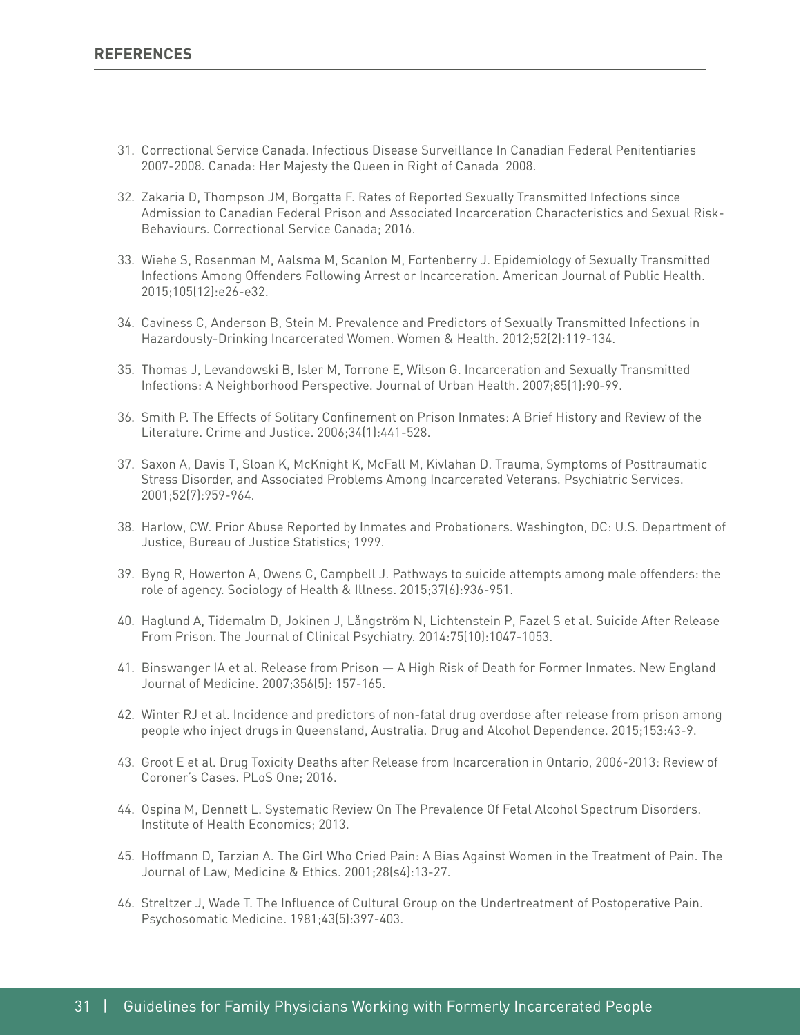## REFERENCES

31. Correctional Service Canada. Infectious Disease Surveillance In Canadian Federal Penitentiaries 2007-2008. Canada: Her Majesty the Queen in Right of Canada 2008.

32. Zakaria D, Thompson JM, Borgatta F. Rates of Reported Sexually Transmitted Infections since Admission to Canadian Federal Prison and Associated Incarceration Characteristics and Sexual Risk-Behaviours. Correctional Service Canada; 2016.

33. Wiehe S, Rosenman M, Aalsma M, Scanlon M, Fortenberry J. Epidemiology of Sexually Transmitted Infections Among Offenders Following Arrest or Incarceration. American Journal of Public Health. 2015;105(12):e26-e32.

34. Caviness C, Anderson B, Stein M. Prevalence and Predictors of Sexually Transmitted Infections in Hazardously-Drinking Incarcerated Women. Women & Health. 2012;52(2):119-134.

35. Thomas J, Levandowski B, Isler M, Torrone E, Wilson G. Incarceration and Sexually Transmitted Infections: A Neighborhood Perspective. Journal of Urban Health. 2007;85(1):90-99.

36. Smith P. The Effects of Solitary Confinement on Prison Inmates: A Brief History and Review of the Literature. Crime and Justice. 2006;34(1):441-528.

37. Saxon A, Davis T, Sloan K, McKnight K, McFall M, Kivlahan D. Trauma, Symptoms of Posttraumatic Stress Disorder, and Associated Problems Among Incarcerated Veterans. Psychiatric Services. 2001;52(7):959-964.

38. Harlow, CW. Prior Abuse Reported by Inmates and Probationers. Washington, DC: U.S. Department of Justice, Bureau of Justice Statistics; 1999.

39. Byng R, Howerton A, Owens C, Campbell J. Pathways to suicide attempts among male offenders: the role of agency. Sociology of Health & Illness. 2015;37(6):936-951.

40. Haglund A, Tidemalm D, Jokinen J, Långström N, Lichtenstein P, Fazel S et al. Suicide After Release From Prison. The Journal of Clinical Psychiatry. 2014:75(10):1047-1053.

41. Binswanger IA et al. Release from Prison — A High Risk of Death for Former Inmates. New England Journal of Medicine. 2007;356(5): 157-165.

42. Winter RJ et al. Incidence and predictors of non-fatal drug overdose after release from prison among people who inject drugs in Queensland, Australia. Drug and Alcohol Dependence. 2015;153:43-9.

43. Groot E et al. Drug Toxicity Deaths after Release from Incarceration in Ontario, 2006-2013: Review of Coroner's Cases. PLoS One; 2016.

44. Ospina M, Dennett L. Systematic Review On The Prevalence Of Fetal Alcohol Spectrum Disorders. Institute of Health Economics; 2013.

45. Hoffmann D, Tarzian A. The Girl Who Cried Pain: A Bias Against Women in the Treatment of Pain. The Journal of Law, Medicine & Ethics. 2001;28(s4):13-27.

46. Streltzer J, Wade T. The Influence of Cultural Group on the Undertreatment of Postoperative Pain. Psychosomatic Medicine. 1981;43(5):397-403.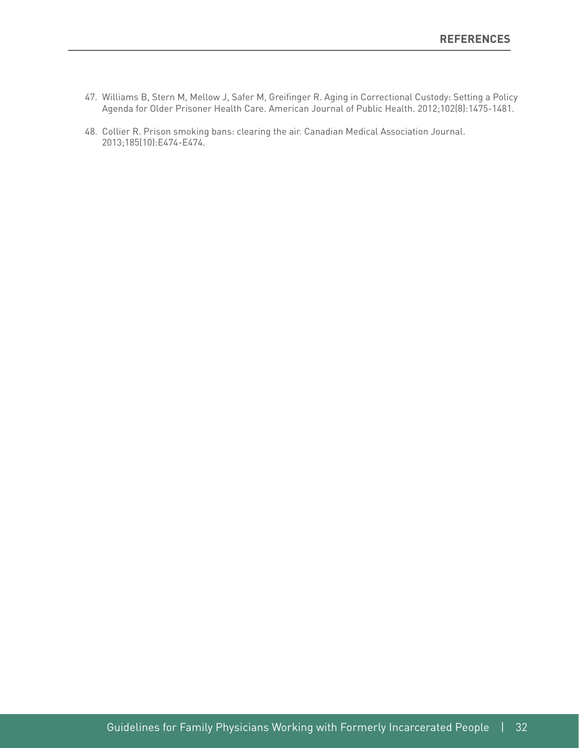47. Williams B, Stern M, Mellow J, Safer M, Greifinger R. Aging in Correctional Custody: Setting a Policy Agenda for Older Prisoner Health Care. American Journal of Public Health. 2012;102(8):1475-1481.

48. Collier R. Prison smoking bans: clearing the air. Canadian Medical Association Journal. 2013;185(10):E474-E474.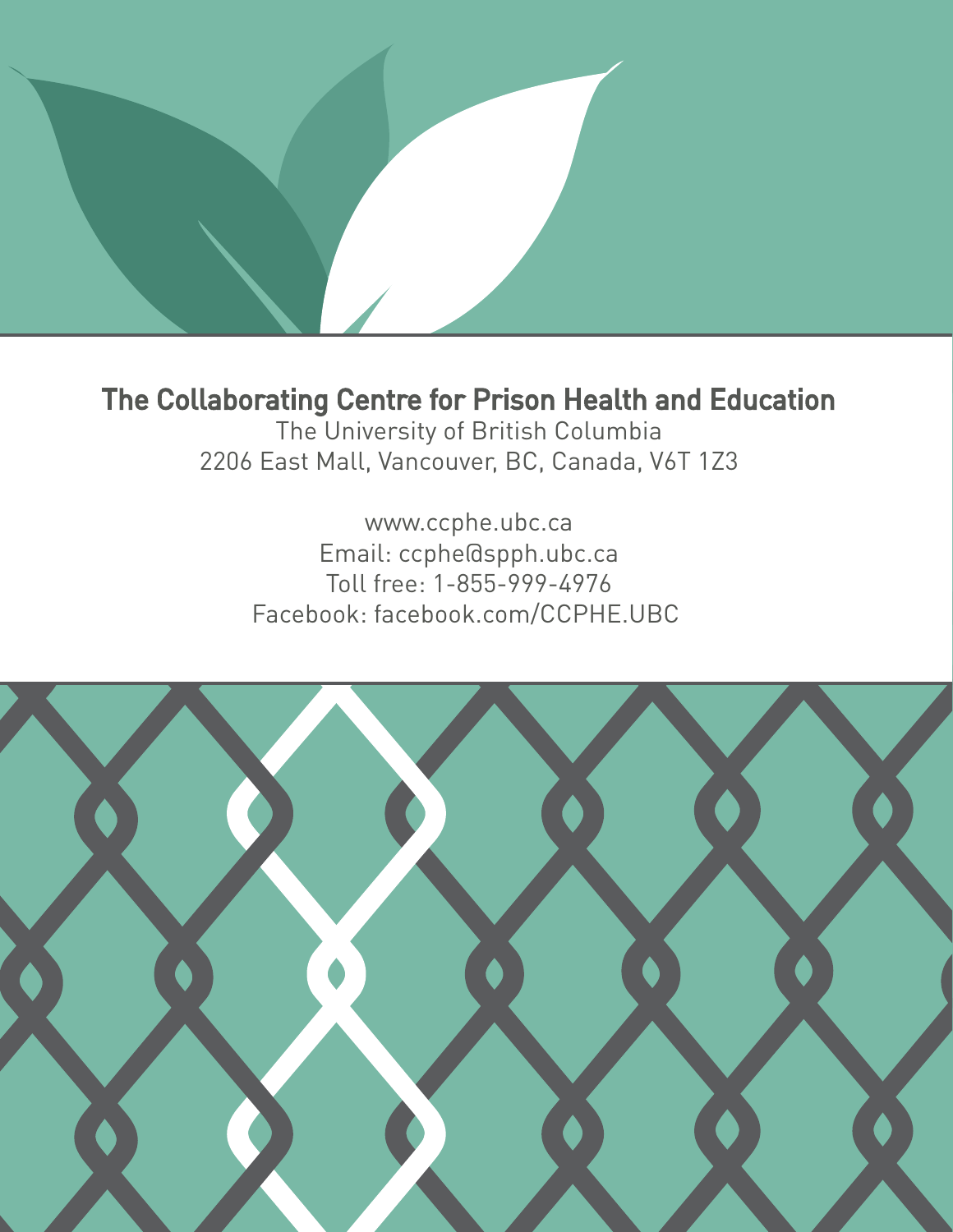**The Collaborating Centre for Prison Health and Education**

The University of British Columbia
2206 East Mall, Vancouver, BC, Canada, V6T 1Z3

www.ccphe.ubc.ca
Email: ccphe@spph.ubc.ca
Toll free: 1-855-999-4976
Facebook: facebook.com/CCPHE.UBC